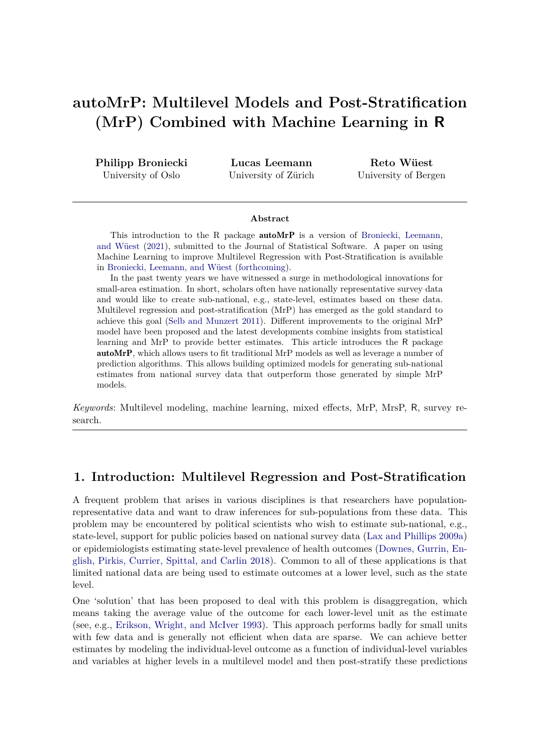# autoMrP: Multilevel Models and Post-Stratification (MrP) Combined with Machine Learning in R

**Philipp Broniecki**
University of Oslo

**Lucas Leemann**
University of Zürich

**Reto Wüest**
University of Bergen

---

**Abstract**

This introduction to the R package **autoMrP** is a version of Broniecki, Leemann, and Wüest (2021), submitted to the Journal of Statistical Software. A paper on using Machine Learning to improve Multilevel Regression with Post-Stratification is available in Broniecki, Leemann, and Wüest (forthcoming).

In the past twenty years we have witnessed a surge in methodological innovations for small-area estimation. In short, scholars often have nationally representative survey data and would like to create sub-national, e.g., state-level, estimates based on these data. Multilevel regression and post-stratification (MrP) has emerged as the gold standard to achieve this goal (Selb and Munzert 2011). Different improvements to the original MrP model have been proposed and the latest developments combine insights from statistical learning and MrP to provide better estimates. This article introduces the R package **autoMrP**, which allows users to fit traditional MrP models as well as leverage a number of prediction algorithms. This allows building optimized models for generating sub-national estimates from national survey data that outperform those generated by simple MrP models.

*Keywords*: Multilevel modeling, machine learning, mixed effects, MrP, MrsP, R, survey research.

---

## 1. Introduction: Multilevel Regression and Post-Stratification

A frequent problem that arises in various disciplines is that researchers have population-representative data and want to draw inferences for sub-populations from these data. This problem may be encountered by political scientists who wish to estimate sub-national, e.g., state-level, support for public policies based on national survey data (Lax and Phillips 2009a) or epidemiologists estimating state-level prevalence of health outcomes (Downes, Gurrin, English, Pirkis, Currier, Spittal, and Carlin 2018). Common to all of these applications is that limited national data are being used to estimate outcomes at a lower level, such as the state level.

One 'solution' that has been proposed to deal with this problem is disaggregation, which means taking the average value of the outcome for each lower-level unit as the estimate (see, e.g., Erikson, Wright, and McIver 1993). This approach performs badly for small units with few data and is generally not efficient when data are sparse. We can achieve better estimates by modeling the individual-level outcome as a function of individual-level variables and variables at higher levels in a multilevel model and then post-stratify these predictions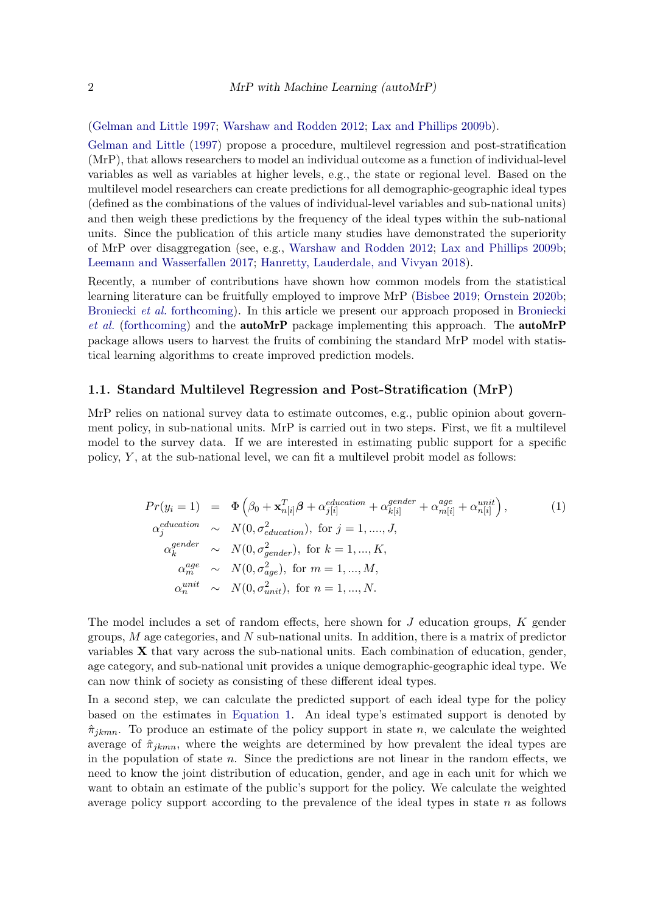(Gelman and Little 1997; Warshaw and Rodden 2012; Lax and Phillips 2009b).

Gelman and Little (1997) propose a procedure, multilevel regression and post-stratification (MrP), that allows researchers to model an individual outcome as a function of individual-level variables as well as variables at higher levels, e.g., the state or regional level. Based on the multilevel model researchers can create predictions for all demographic-geographic ideal types (defined as the combinations of the values of individual-level variables and sub-national units) and then weigh these predictions by the frequency of the ideal types within the sub-national units. Since the publication of this article many studies have demonstrated the superiority of MrP over disaggregation (see, e.g., Warshaw and Rodden 2012; Lax and Phillips 2009b; Leemann and Wasserfallen 2017; Hanretty, Lauderdale, and Vivyan 2018).

Recently, a number of contributions have shown how common models from the statistical learning literature can be fruitfully employed to improve MrP (Bisbee 2019; Ornstein 2020b; Broniecki *et al.* forthcoming). In this article we present our approach proposed in Broniecki *et al.* (forthcoming) and the **autoMrP** package implementing this approach. The **autoMrP** package allows users to harvest the fruits of combining the standard MrP model with statistical learning algorithms to create improved prediction models.

### 1.1. Standard Multilevel Regression and Post-Stratification (MrP)

MrP relies on national survey data to estimate outcomes, e.g., public opinion about government policy, in sub-national units. MrP is carried out in two steps. First, we fit a multilevel model to the survey data. If we are interested in estimating public support for a specific policy, $Y$, at the sub-national level, we can fit a multilevel probit model as follows:

$$
\begin{aligned}
Pr(y_i = 1) &= \Phi\left(\beta_0 + \mathbf{x}_{n[i]}^T \boldsymbol{\beta} + \alpha_{j[i]}^{education} + \alpha_{k[i]}^{gender} + \alpha_{m[i]}^{age} + \alpha_{n[i]}^{unit}\right), \\
\alpha_j^{education} &\sim N(0, \sigma_{education}^2), \text{ for } j = 1, ...., J, \\
\alpha_k^{gender} &\sim N(0, \sigma_{gender}^2), \text{ for } k = 1, ..., K, \\
\alpha_m^{age} &\sim N(0, \sigma_{age}^2), \text{ for } m = 1, ..., M, \\
\alpha_n^{unit} &\sim N(0, \sigma_{unit}^2), \text{ for } n = 1, ..., N.
\end{aligned}
\tag{1}
$$

The model includes a set of random effects, here shown for $J$ education groups, $K$ gender groups, $M$ age categories, and $N$ sub-national units. In addition, there is a matrix of predictor variables $\mathbf{X}$ that vary across the sub-national units. Each combination of education, gender, age category, and sub-national unit provides a unique demographic-geographic ideal type. We can now think of society as consisting of these different ideal types.

In a second step, we can calculate the predicted support of each ideal type for the policy based on the estimates in Equation 1. An ideal type's estimated support is denoted by $\hat{\pi}_{jkmn}$. To produce an estimate of the policy support in state $n$, we calculate the weighted average of $\hat{\pi}_{jkmn}$, where the weights are determined by how prevalent the ideal types are in the population of state $n$. Since the predictions are not linear in the random effects, we need to know the joint distribution of education, gender, and age in each unit for which we want to obtain an estimate of the public's support for the policy. We calculate the weighted average policy support according to the prevalence of the ideal types in state $n$ as follows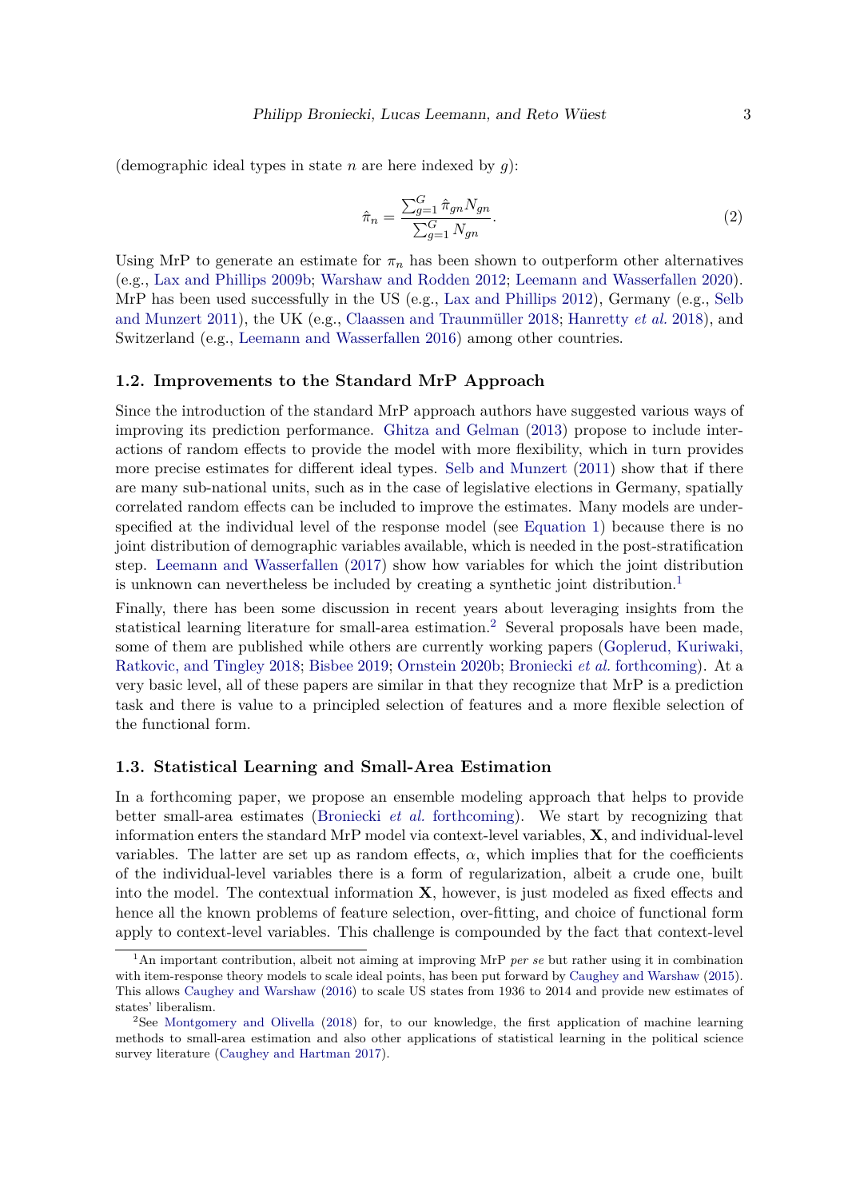(demographic ideal types in state $n$ are here indexed by $g$):

$$\hat{\pi}_n = \frac{\sum_{g=1}^{G} \hat{\pi}_{gn} N_{gn}}{\sum_{g=1}^{G} N_{gn}}. \tag{2}$$

Using MrP to generate an estimate for $\pi_n$ has been shown to outperform other alternatives (e.g., Lax and Phillips 2009b; Warshaw and Rodden 2012; Leemann and Wasserfallen 2020). MrP has been used successfully in the US (e.g., Lax and Phillips 2012), Germany (e.g., Selb and Munzert 2011), the UK (e.g., Claassen and Traunmüller 2018; Hanretty *et al.* 2018), and Switzerland (e.g., Leemann and Wasserfallen 2016) among other countries.

### 1.2. Improvements to the Standard MrP Approach

Since the introduction of the standard MrP approach authors have suggested various ways of improving its prediction performance. Ghitza and Gelman (2013) propose to include interactions of random effects to provide the model with more flexibility, which in turn provides more precise estimates for different ideal types. Selb and Munzert (2011) show that if there are many sub-national units, such as in the case of legislative elections in Germany, spatially correlated random effects can be included to improve the estimates. Many models are under-specified at the individual level of the response model (see Equation 1) because there is no joint distribution of demographic variables available, which is needed in the post-stratification step. Leemann and Wasserfallen (2017) show how variables for which the joint distribution is unknown can nevertheless be included by creating a synthetic joint distribution.[1]

Finally, there has been some discussion in recent years about leveraging insights from the statistical learning literature for small-area estimation.[2] Several proposals have been made, some of them are published while others are currently working papers (Goplerud, Kuriwaki, Ratkovic, and Tingley 2018; Bisbee 2019; Ornstein 2020b; Broniecki *et al.* forthcoming). At a very basic level, all of these papers are similar in that they recognize that MrP is a prediction task and there is value to a principled selection of features and a more flexible selection of the functional form.

### 1.3. Statistical Learning and Small-Area Estimation

In a forthcoming paper, we propose an ensemble modeling approach that helps to provide better small-area estimates (Broniecki *et al.* forthcoming). We start by recognizing that information enters the standard MrP model via context-level variables, $\mathbf{X}$, and individual-level variables. The latter are set up as random effects, $\alpha$, which implies that for the coefficients of the individual-level variables there is a form of regularization, albeit a crude one, built into the model. The contextual information $\mathbf{X}$, however, is just modeled as fixed effects and hence all the known problems of feature selection, over-fitting, and choice of functional form apply to context-level variables. This challenge is compounded by the fact that context-level

[1] An important contribution, albeit not aiming at improving MrP *per se* but rather using it in combination with item-response theory models to scale ideal points, has been put forward by Caughey and Warshaw (2015). This allows Caughey and Warshaw (2016) to scale US states from 1936 to 2014 and provide new estimates of states' liberalism.

[2] See Montgomery and Olivella (2018) for, to our knowledge, the first application of machine learning methods to small-area estimation and also other applications of statistical learning in the political science survey literature (Caughey and Hartman 2017).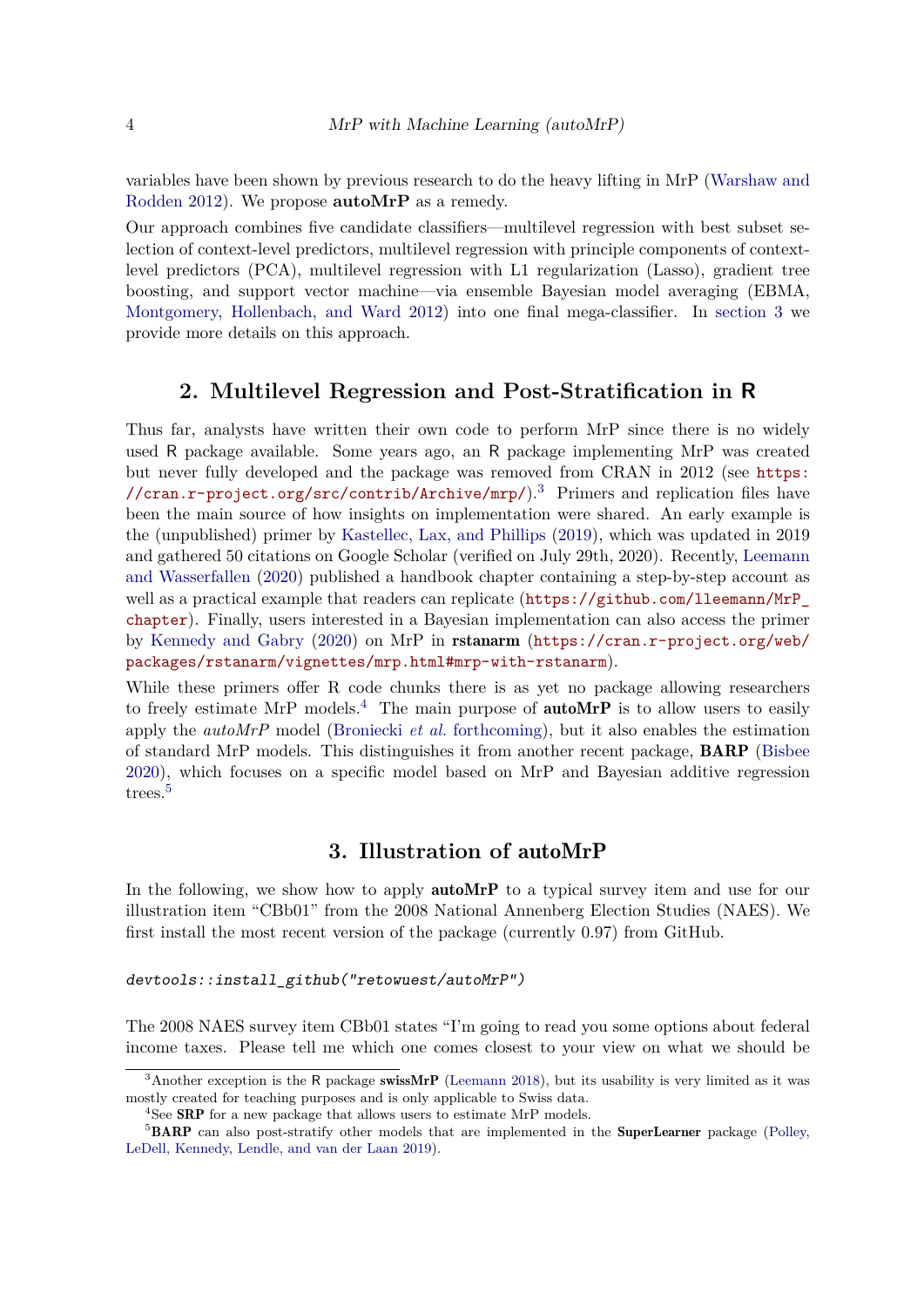variables have been shown by previous research to do the heavy lifting in MrP (Warshaw and Rodden 2012). We propose **autoMrP** as a remedy.

Our approach combines five candidate classifiers—multilevel regression with best subset selection of context-level predictors, multilevel regression with principle components of context-level predictors (PCA), multilevel regression with L1 regularization (Lasso), gradient tree boosting, and support vector machine—via ensemble Bayesian model averaging (EBMA, Montgomery, Hollenbach, and Ward 2012) into one final mega-classifier. In section 3 we provide more details on this approach.

## 2. Multilevel Regression and Post-Stratification in R

Thus far, analysts have written their own code to perform MrP since there is no widely used R package available. Some years ago, an R package implementing MrP was created but never fully developed and the package was removed from CRAN in 2012 (see https://cran.r-project.org/src/contrib/Archive/mrp/).[3] Primers and replication files have been the main source of how insights on implementation were shared. An early example is the (unpublished) primer by Kastellec, Lax, and Phillips (2019), which was updated in 2019 and gathered 50 citations on Google Scholar (verified on July 29th, 2020). Recently, Leemann and Wasserfallen (2020) published a handbook chapter containing a step-by-step account as well as a practical example that readers can replicate (https://github.com/lleemann/MrP_chapter). Finally, users interested in a Bayesian implementation can also access the primer by Kennedy and Gabry (2020) on MrP in **rstanarm** (https://cran.r-project.org/web/packages/rstanarm/vignettes/mrp.html#mrp-with-rstanarm).

While these primers offer R code chunks there is as yet no package allowing researchers to freely estimate MrP models.[4] The main purpose of **autoMrP** is to allow users to easily apply the *autoMrP* model (Broniecki *et al.* forthcoming), but it also enables the estimation of standard MrP models. This distinguishes it from another recent package, **BARP** (Bisbee 2020), which focuses on a specific model based on MrP and Bayesian additive regression trees.[5]

## 3. Illustration of autoMrP

In the following, we show how to apply **autoMrP** to a typical survey item and use for our illustration item "CBb01" from the 2008 National Annenberg Election Studies (NAES). We first install the most recent version of the package (currently 0.97) from GitHub.

```
devtools::install_github("retowuest/autoMrP")
```

The 2008 NAES survey item CBb01 states "I'm going to read you some options about federal income taxes. Please tell me which one comes closest to your view on what we should be

---

[3] Another exception is the R package **swissMrP** (Leemann 2018), but its usability is very limited as it was mostly created for teaching purposes and is only applicable to Swiss data.

[4] See **SRP** for a new package that allows users to estimate MrP models.

[5] **BARP** can also post-stratify other models that are implemented in the **SuperLearner** package (Polley, LeDell, Kennedy, Lendle, and van der Laan 2019).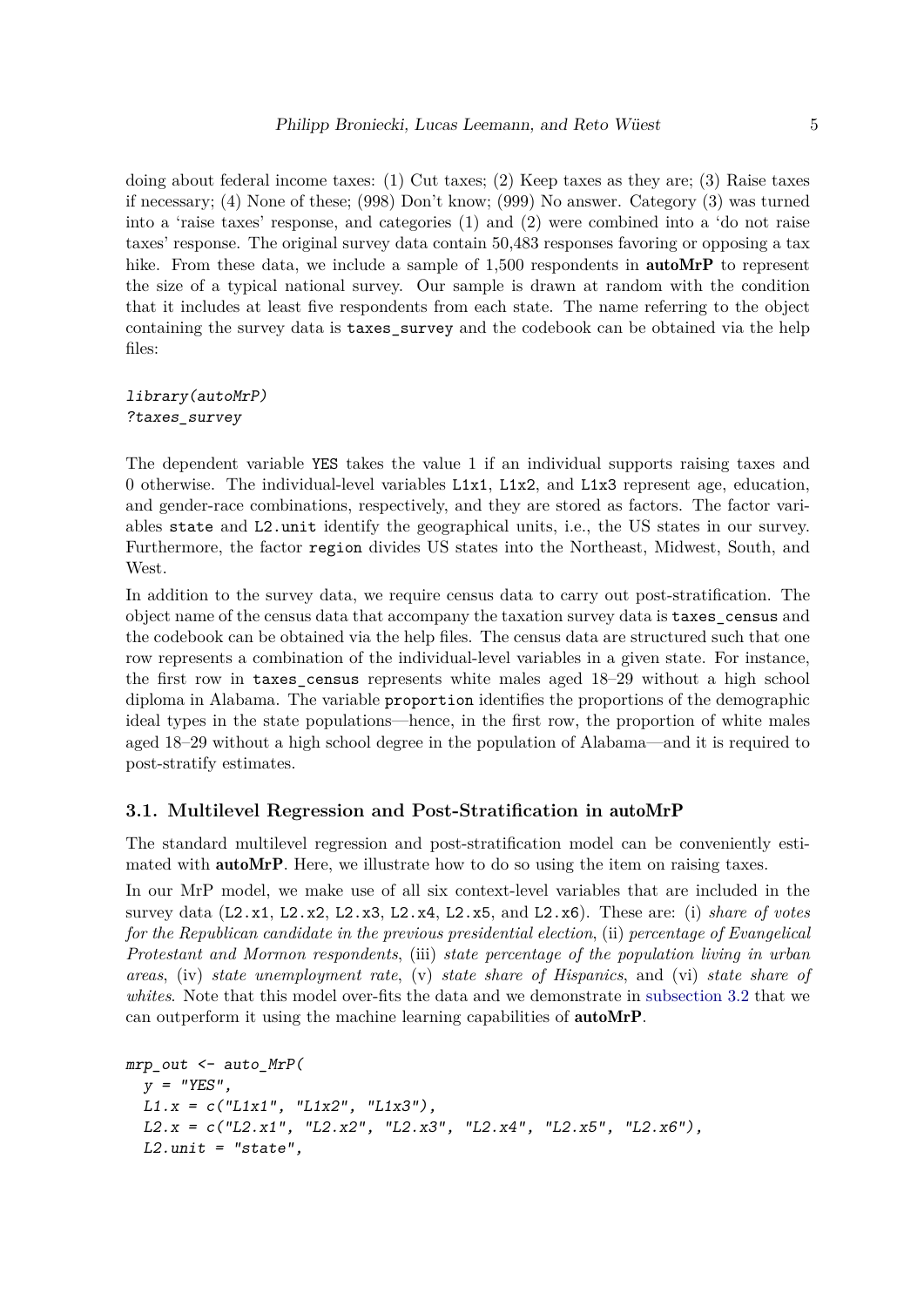doing about federal income taxes: (1) Cut taxes; (2) Keep taxes as they are; (3) Raise taxes if necessary; (4) None of these; (998) Don't know; (999) No answer. Category (3) was turned into a 'raise taxes' response, and categories (1) and (2) were combined into a 'do not raise taxes' response. The original survey data contain 50,483 responses favoring or opposing a tax hike. From these data, we include a sample of 1,500 respondents in **autoMrP** to represent the size of a typical national survey. Our sample is drawn at random with the condition that it includes at least five respondents from each state. The name referring to the object containing the survey data is `taxes_survey` and the codebook can be obtained via the help files:

```
library(autoMrP)
?taxes_survey
```

The dependent variable `YES` takes the value 1 if an individual supports raising taxes and 0 otherwise. The individual-level variables `L1x1`, `L1x2`, and `L1x3` represent age, education, and gender-race combinations, respectively, and they are stored as factors. The factor variables `state` and `L2.unit` identify the geographical units, i.e., the US states in our survey. Furthermore, the factor `region` divides US states into the Northeast, Midwest, South, and West.

In addition to the survey data, we require census data to carry out post-stratification. The object name of the census data that accompany the taxation survey data is `taxes_census` and the codebook can be obtained via the help files. The census data are structured such that one row represents a combination of the individual-level variables in a given state. For instance, the first row in `taxes_census` represents white males aged 18–29 without a high school diploma in Alabama. The variable `proportion` identifies the proportions of the demographic ideal types in the state populations—hence, in the first row, the proportion of white males aged 18–29 without a high school degree in the population of Alabama—and it is required to post-stratify estimates.

### 3.1. Multilevel Regression and Post-Stratification in autoMrP

The standard multilevel regression and post-stratification model can be conveniently estimated with **autoMrP**. Here, we illustrate how to do so using the item on raising taxes.

In our MrP model, we make use of all six context-level variables that are included in the survey data (`L2.x1`, `L2.x2`, `L2.x3`, `L2.x4`, `L2.x5`, and `L2.x6`). These are: (i) *share of votes for the Republican candidate in the previous presidential election*, (ii) *percentage of Evangelical Protestant and Mormon respondents*, (iii) *state percentage of the population living in urban areas*, (iv) *state unemployment rate*, (v) *state share of Hispanics*, and (vi) *state share of whites*. Note that this model over-fits the data and we demonstrate in subsection 3.2 that we can outperform it using the machine learning capabilities of **autoMrP**.

```
mrp_out <- auto_MrP(
  y = "YES",
  L1.x = c("L1x1", "L1x2", "L1x3"),
  L2.x = c("L2.x1", "L2.x2", "L2.x3", "L2.x4", "L2.x5", "L2.x6"),
  L2.unit = "state",
```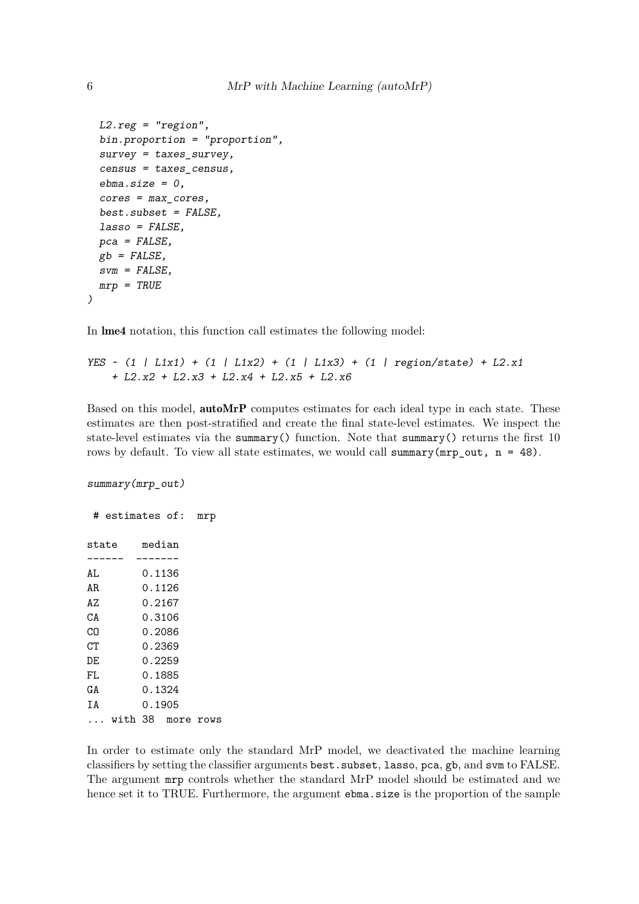```
  L2.reg = "region",
  bin.proportion = "proportion",
  survey = taxes_survey,
  census = taxes_census,
  ebma.size = 0,
  cores = max_cores,
  best.subset = FALSE,
  lasso = FALSE,
  pca = FALSE,
  gb = FALSE,
  svm = FALSE,
  mrp = TRUE
)
```

In **lme4** notation, this function call estimates the following model:

```
YES ~ (1 | L1x1) + (1 | L1x2) + (1 | L1x3) + (1 | region/state) + L2.x1
    + L2.x2 + L2.x3 + L2.x4 + L2.x5 + L2.x6
```

Based on this model, **autoMrP** computes estimates for each ideal type in each state. These estimates are then post-stratified and create the final state-level estimates. We inspect the state-level estimates via the `summary()` function. Note that `summary()` returns the first 10 rows by default. To view all state estimates, we would call `summary(mrp_out, n = 48)`.

```
summary(mrp_out)
```

```
 # estimates of:  mrp

state    median
------  -------
AL       0.1136
AR       0.1126
AZ       0.2167
CA       0.3106
CO       0.2086
CT       0.2369
DE       0.2259
FL       0.1885
GA       0.1324
IA       0.1905
... with 38  more rows
```

In order to estimate only the standard MrP model, we deactivated the machine learning classifiers by setting the classifier arguments `best.subset`, `lasso`, `pca`, `gb`, and `svm` to FALSE. The argument `mrp` controls whether the standard MrP model should be estimated and we hence set it to TRUE. Furthermore, the argument `ebma.size` is the proportion of the sample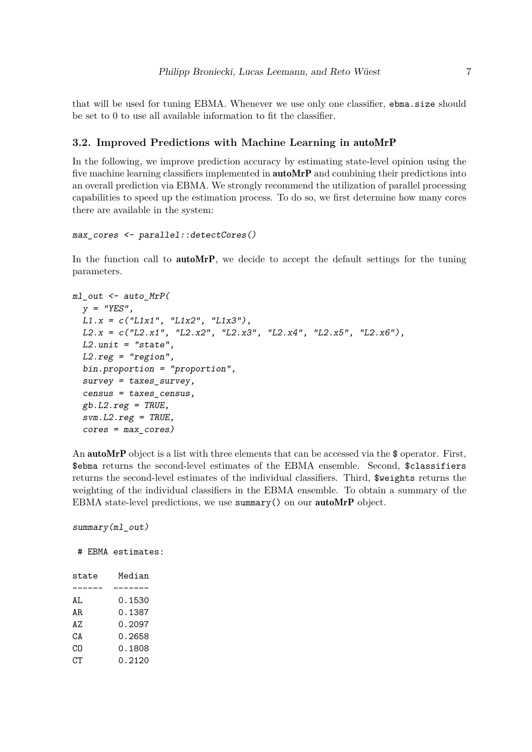that will be used for tuning EBMA. Whenever we use only one classifier, `ebma.size` should be set to 0 to use all available information to fit the classifier.

### 3.2. Improved Predictions with Machine Learning in autoMrP

In the following, we improve prediction accuracy by estimating state-level opinion using the five machine learning classifiers implemented in **autoMrP** and combining their predictions into an overall prediction via EBMA. We strongly recommend the utilization of parallel processing capabilities to speed up the estimation process. To do so, we first determine how many cores there are available in the system:

```
max_cores <- parallel::detectCores()
```

In the function call to **autoMrP**, we decide to accept the default settings for the tuning parameters.

```
ml_out <- auto_MrP(
  y = "YES",
  L1.x = c("L1x1", "L1x2", "L1x3"),
  L2.x = c("L2.x1", "L2.x2", "L2.x3", "L2.x4", "L2.x5", "L2.x6"),
  L2.unit = "state",
  L2.reg = "region",
  bin.proportion = "proportion",
  survey = taxes_survey,
  census = taxes_census,
  gb.L2.reg = TRUE,
  svm.L2.reg = TRUE,
  cores = max_cores)
```

An **autoMrP** object is a list with three elements that can be accessed via the `$` operator. First, `$ebma` returns the second-level estimates of the EBMA ensemble. Second, `$classifiers` returns the second-level estimates of the individual classifiers. Third, `$weights` returns the weighting of the individual classifiers in the EBMA ensemble. To obtain a summary of the EBMA state-level predictions, we use `summary()` on our **autoMrP** object.

```
summary(ml_out)
```

```
 # EBMA estimates:

state    Median
------  -------
AL       0.1530
AR       0.1387
AZ       0.2097
CA       0.2658
CO       0.1808
CT       0.2120
```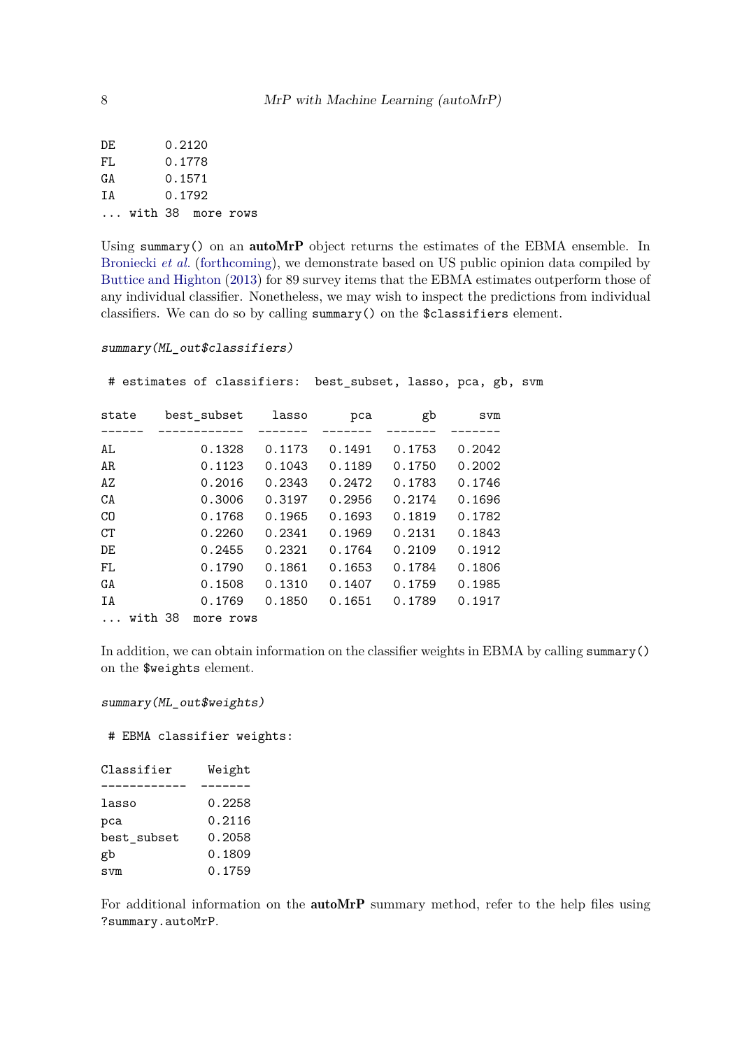```
DE       0.2120
FL       0.1778
GA       0.1571
IA       0.1792
... with 38  more rows
```

Using summary() on an **autoMrP** object returns the estimates of the EBMA ensemble. In Broniecki *et al.* (forthcoming), we demonstrate based on US public opinion data compiled by Buttice and Highton (2013) for 89 survey items that the EBMA estimates outperform those of any individual classifier. Nonetheless, we may wish to inspect the predictions from individual classifiers. We can do so by calling summary() on the $classifiers element.

```
summary(ML_out$classifiers)
```

```
 # estimates of classifiers:  best_subset, lasso, pca, gb, svm

state    best_subset    lasso      pca       gb      svm
------  ------------  -------  -------  -------  -------
AL            0.1328   0.1173   0.1491   0.1753   0.2042
AR            0.1123   0.1043   0.1189   0.1750   0.2002
AZ            0.2016   0.2343   0.2472   0.1783   0.1746
CA            0.3006   0.3197   0.2956   0.2174   0.1696
CO            0.1768   0.1965   0.1693   0.1819   0.1782
CT            0.2260   0.2341   0.1969   0.2131   0.1843
DE            0.2455   0.2321   0.1764   0.2109   0.1912
FL            0.1790   0.1861   0.1653   0.1784   0.1806
GA            0.1508   0.1310   0.1407   0.1759   0.1985
IA            0.1769   0.1850   0.1651   0.1789   0.1917
... with 38  more rows
```

In addition, we can obtain information on the classifier weights in EBMA by calling summary() on the $weights element.

```
summary(ML_out$weights)
```

```
 # EBMA classifier weights:

Classifier      Weight
------------   -------
lasso           0.2258
pca             0.2116
best_subset     0.2058
gb              0.1809
svm             0.1759
```

For additional information on the **autoMrP** summary method, refer to the help files using ?summary.autoMrP.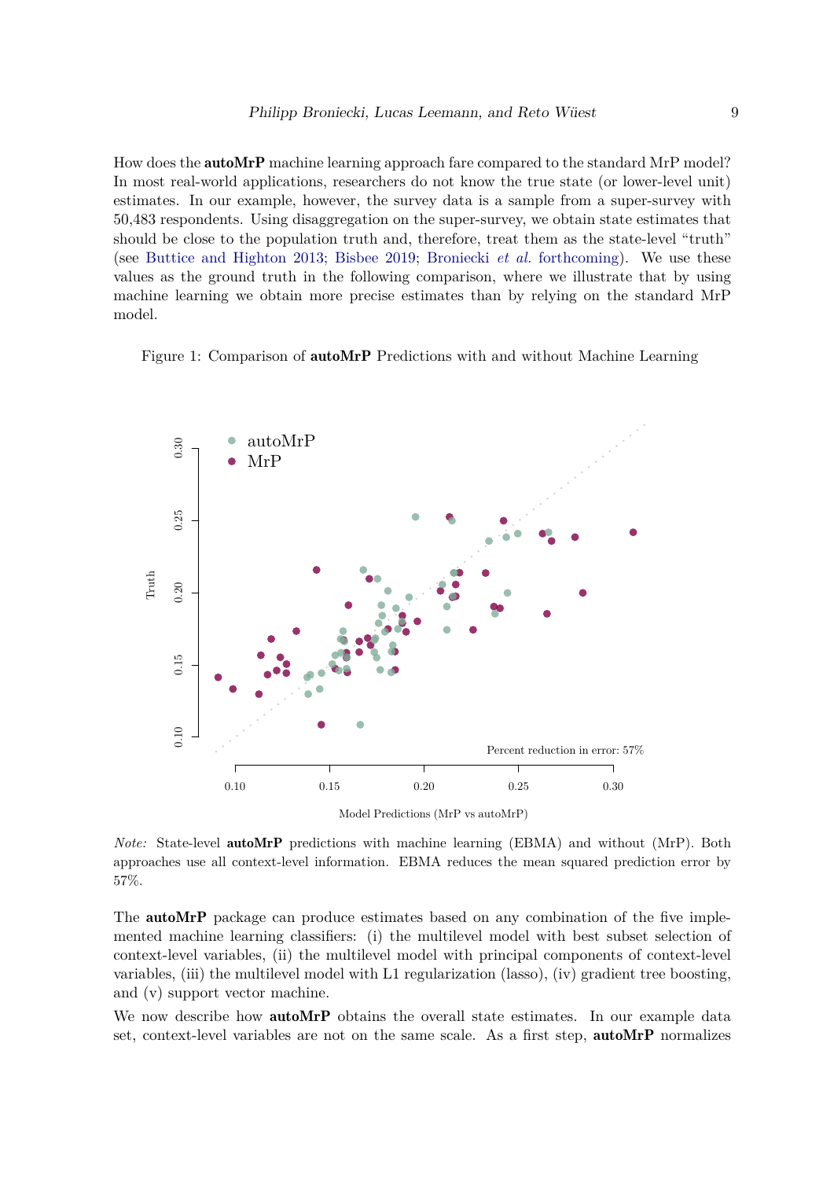How does the **autoMrP** machine learning approach fare compared to the standard MrP model? In most real-world applications, researchers do not know the true state (or lower-level unit) estimates. In our example, however, the survey data is a sample from a super-survey with 50,483 respondents. Using disaggregation on the super-survey, we obtain state estimates that should be close to the population truth and, therefore, treat them as the state-level "truth" (see Buttice and Highton 2013; Bisbee 2019; Broniecki *et al.* forthcoming). We use these values as the ground truth in the following comparison, where we illustrate that by using machine learning we obtain more precise estimates than by relying on the standard MrP model.

Figure 1: Comparison of **autoMrP** Predictions with and without Machine Learning

*Note:* State-level **autoMrP** predictions with machine learning (EBMA) and without (MrP). Both approaches use all context-level information. EBMA reduces the mean squared prediction error by 57%.

The **autoMrP** package can produce estimates based on any combination of the five implemented machine learning classifiers: (i) the multilevel model with best subset selection of context-level variables, (ii) the multilevel model with principal components of context-level variables, (iii) the multilevel model with L1 regularization (lasso), (iv) gradient tree boosting, and (v) support vector machine.

We now describe how **autoMrP** obtains the overall state estimates. In our example data set, context-level variables are not on the same scale. As a first step, **autoMrP** normalizes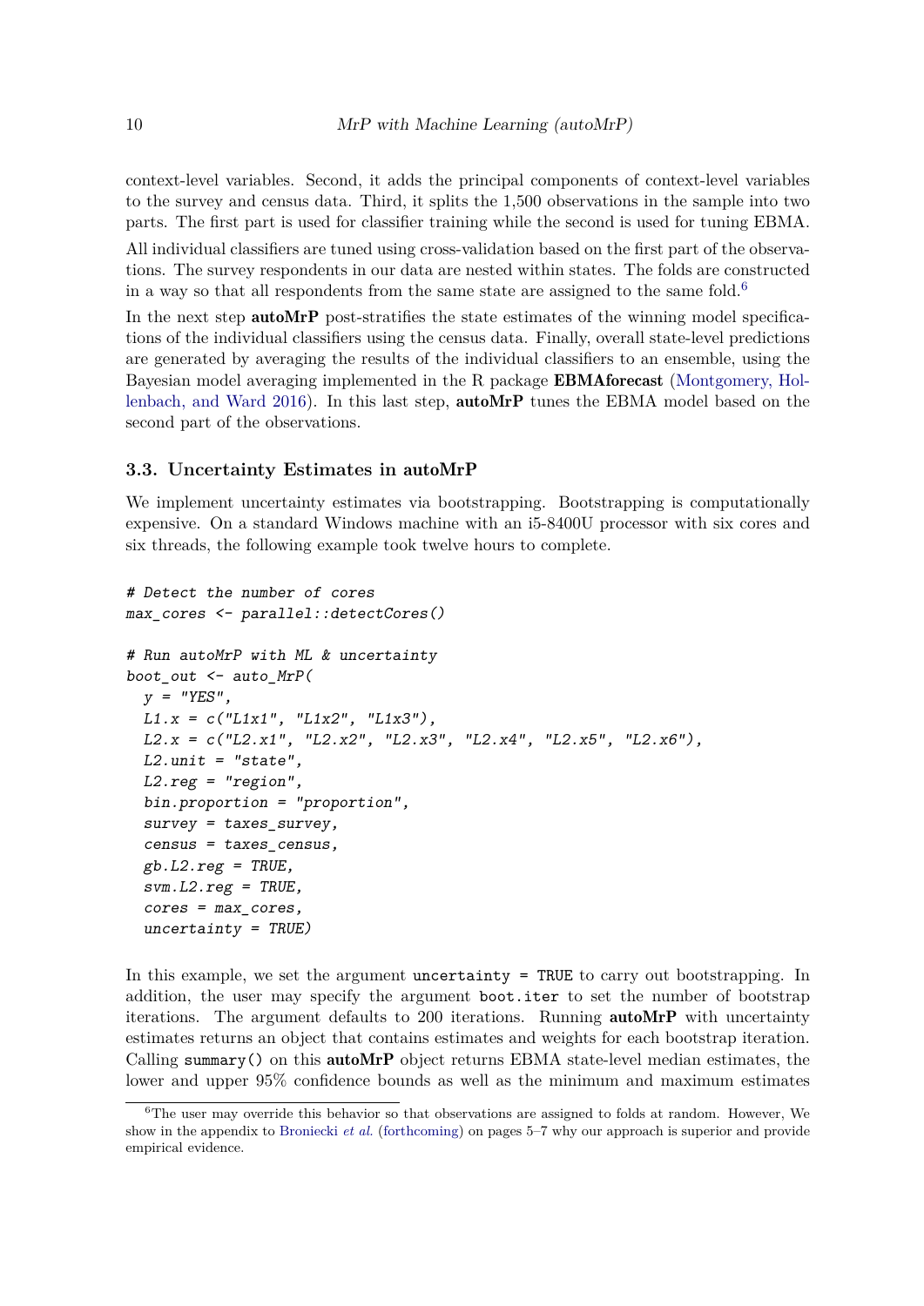context-level variables. Second, it adds the principal components of context-level variables to the survey and census data. Third, it splits the 1,500 observations in the sample into two parts. The first part is used for classifier training while the second is used for tuning EBMA.

All individual classifiers are tuned using cross-validation based on the first part of the observations. The survey respondents in our data are nested within states. The folds are constructed in a way so that all respondents from the same state are assigned to the same fold.[6]

In the next step **autoMrP** post-stratifies the state estimates of the winning model specifications of the individual classifiers using the census data. Finally, overall state-level predictions are generated by averaging the results of the individual classifiers to an ensemble, using the Bayesian model averaging implemented in the R package **EBMAforecast** (Montgomery, Hollenbach, and Ward 2016). In this last step, **autoMrP** tunes the EBMA model based on the second part of the observations.

### 3.3. Uncertainty Estimates in autoMrP

We implement uncertainty estimates via bootstrapping. Bootstrapping is computationally expensive. On a standard Windows machine with an i5-8400U processor with six cores and six threads, the following example took twelve hours to complete.

```
# Detect the number of cores
max_cores <- parallel::detectCores()

# Run autoMrP with ML & uncertainty
boot_out <- auto_MrP(
  y = "YES",
  L1.x = c("L1x1", "L1x2", "L1x3"),
  L2.x = c("L2.x1", "L2.x2", "L2.x3", "L2.x4", "L2.x5", "L2.x6"),
  L2.unit = "state",
  L2.reg = "region",
  bin.proportion = "proportion",
  survey = taxes_survey,
  census = taxes_census,
  gb.L2.reg = TRUE,
  svm.L2.reg = TRUE,
  cores = max_cores,
  uncertainty = TRUE)
```

In this example, we set the argument `uncertainty = TRUE` to carry out bootstrapping. In addition, the user may specify the argument `boot.iter` to set the number of bootstrap iterations. The argument defaults to 200 iterations. Running **autoMrP** with uncertainty estimates returns an object that contains estimates and weights for each bootstrap iteration. Calling `summary()` on this **autoMrP** object returns EBMA state-level median estimates, the lower and upper 95% confidence bounds as well as the minimum and maximum estimates

[6] The user may override this behavior so that observations are assigned to folds at random. However, We show in the appendix to Broniecki *et al.* (forthcoming) on pages 5–7 why our approach is superior and provide empirical evidence.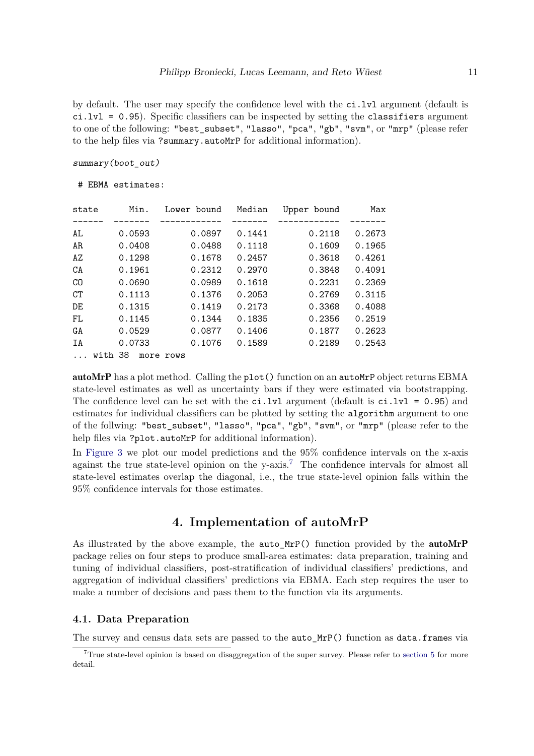by default. The user may specify the confidence level with the `ci.lvl` argument (default is `ci.lvl = 0.95`). Specific classifiers can be inspected by setting the `classifiers` argument to one of the following: `"best_subset"`, `"lasso"`, `"pca"`, `"gb"`, `"svm"`, or `"mrp"` (please refer to the help files via `?summary.autoMrP` for additional information).

```
summary(boot_out)
```

```
 # EBMA estimates:

state      Min.   Lower bound   Median   Upper bound      Max
------  -------  ------------  -------  ------------  -------
AL       0.0593        0.0897   0.1441        0.2118   0.2673
AR       0.0408        0.0488   0.1118        0.1609   0.1965
AZ       0.1298        0.1678   0.2457        0.3618   0.4261
CA       0.1961        0.2312   0.2970        0.3848   0.4091
CO       0.0690        0.0989   0.1618        0.2231   0.2369
CT       0.1113        0.1376   0.2053        0.2769   0.3115
DE       0.1315        0.1419   0.2173        0.3368   0.4088
FL       0.1145        0.1344   0.1835        0.2356   0.2519
GA       0.0529        0.0877   0.1406        0.1877   0.2623
IA       0.0733        0.1076   0.1589        0.2189   0.2543
... with 38  more rows
```

**autoMrP** has a plot method. Calling the `plot()` function on an `autoMrP` object returns EBMA state-level estimates as well as uncertainty bars if they were estimated via bootstrapping. The confidence level can be set with the `ci.lvl` argument (default is `ci.lvl = 0.95`) and estimates for individual classifiers can be plotted by setting the `algorithm` argument to one of the follwing: `"best_subset"`, `"lasso"`, `"pca"`, `"gb"`, `"svm"`, or `"mrp"` (please refer to the help files via `?plot.autoMrP` for additional information).

In Figure 3 we plot our model predictions and the 95% confidence intervals on the x-axis against the true state-level opinion on the y-axis.[7] The confidence intervals for almost all state-level estimates overlap the diagonal, i.e., the true state-level opinion falls within the 95% confidence intervals for those estimates.

## 4. Implementation of autoMrP

As illustrated by the above example, the `auto_MrP()` function provided by the **autoMrP** package relies on four steps to produce small-area estimates: data preparation, training and tuning of individual classifiers, post-stratification of individual classifiers' predictions, and aggregation of individual classifiers' predictions via EBMA. Each step requires the user to make a number of decisions and pass them to the function via its arguments.

### 4.1. Data Preparation

The survey and census data sets are passed to the `auto_MrP()` function as `data.frame`s via

[7] True state-level opinion is based on disaggregation of the super survey. Please refer to section 5 for more detail.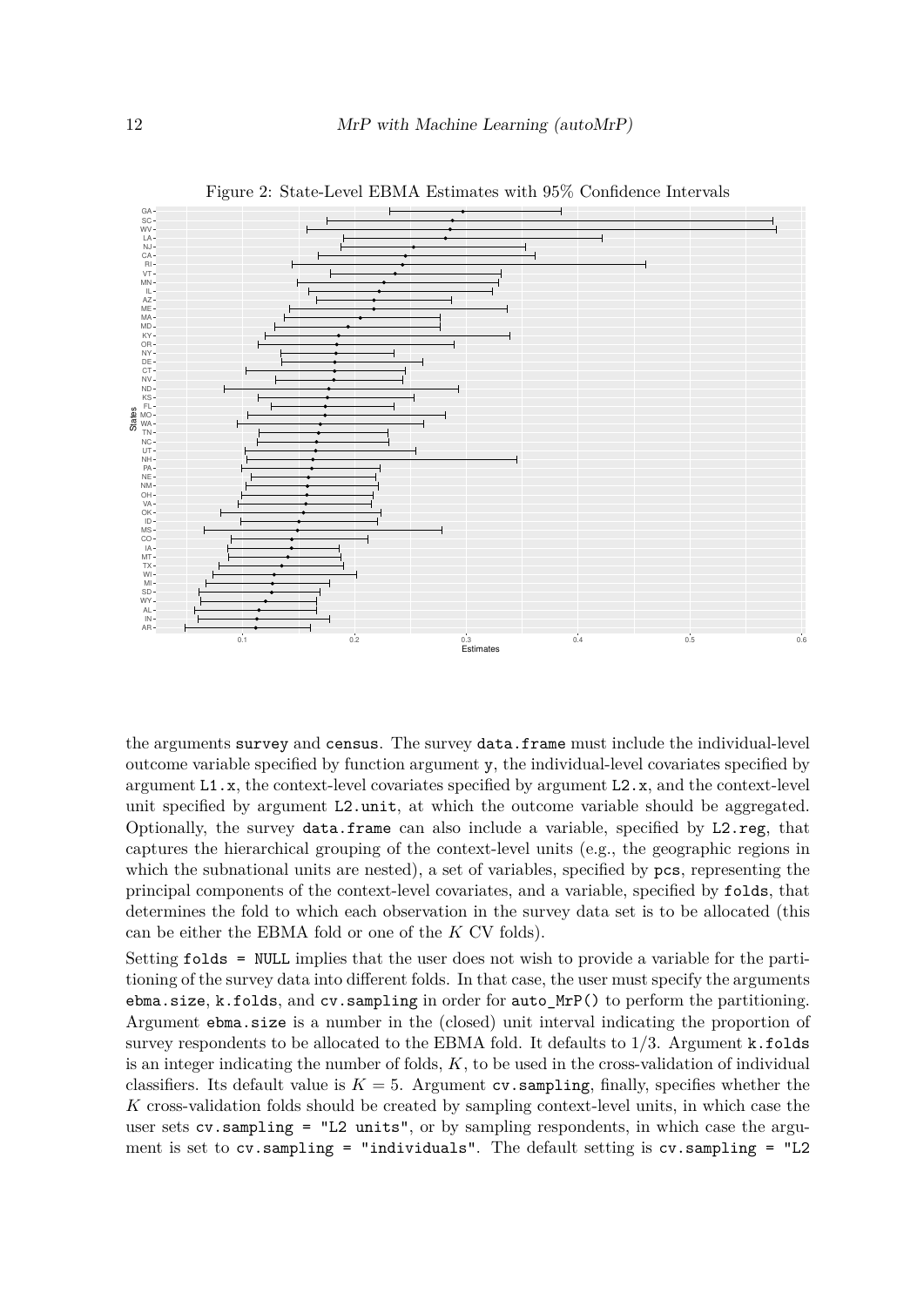Figure 2: State-Level EBMA Estimates with 95% Confidence Intervals

the arguments `survey` and `census`. The survey `data.frame` must include the individual-level outcome variable specified by function argument `y`, the individual-level covariates specified by argument `L1.x`, the context-level covariates specified by argument `L2.x`, and the context-level unit specified by argument `L2.unit`, at which the outcome variable should be aggregated. Optionally, the survey `data.frame` can also include a variable, specified by `L2.reg`, that captures the hierarchical grouping of the context-level units (e.g., the geographic regions in which the subnational units are nested), a set of variables, specified by `pcs`, representing the principal components of the context-level covariates, and a variable, specified by `folds`, that determines the fold to which each observation in the survey data set is to be allocated (this can be either the EBMA fold or one of the $K$ CV folds).

Setting `folds = NULL` implies that the user does not wish to provide a variable for the partitioning of the survey data into different folds. In that case, the user must specify the arguments `ebma.size`, `k.folds`, and `cv.sampling` in order for `auto_MrP()` to perform the partitioning. Argument `ebma.size` is a number in the (closed) unit interval indicating the proportion of survey respondents to be allocated to the EBMA fold. It defaults to 1/3. Argument `k.folds` is an integer indicating the number of folds, $K$, to be used in the cross-validation of individual classifiers. Its default value is $K = 5$. Argument `cv.sampling`, finally, specifies whether the $K$ cross-validation folds should be created by sampling context-level units, in which case the user sets `cv.sampling = "L2 units"`, or by sampling respondents, in which case the argument is set to `cv.sampling = "individuals"`. The default setting is `cv.sampling = "L2`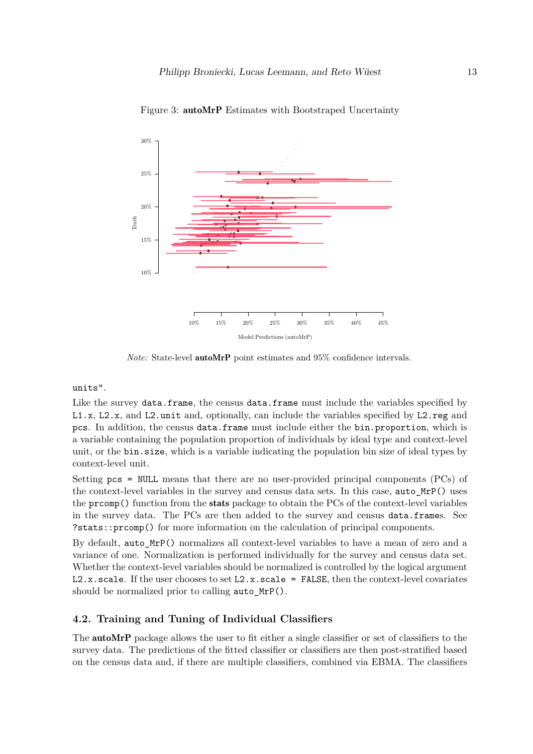Figure 3: **autoMrP** Estimates with Bootstraped Uncertainty

*Note:* State-level **autoMrP** point estimates and 95% confidence intervals.

units".

Like the survey `data.frame`, the census `data.frame` must include the variables specified by `L1.x`, `L2.x`, and `L2.unit` and, optionally, can include the variables specified by `L2.reg` and `pcs`. In addition, the census `data.frame` must include either the `bin.proportion`, which is a variable containing the population proportion of individuals by ideal type and context-level unit, or the `bin.size`, which is a variable indicating the population bin size of ideal types by context-level unit.

Setting `pcs = NULL` means that there are no user-provided principal components (PCs) of the context-level variables in the survey and census data sets. In this case, `auto_MrP()` uses the `prcomp()` function from the **stats** package to obtain the PCs of the context-level variables in the survey data. The PCs are then added to the survey and census `data.frame`s. See `?stats::prcomp()` for more information on the calculation of principal components.

By default, `auto_MrP()` normalizes all context-level variables to have a mean of zero and a variance of one. Normalization is performed individually for the survey and census data set. Whether the context-level variables should be normalized is controlled by the logical argument `L2.x.scale`. If the user chooses to set `L2.x.scale = FALSE`, then the context-level covariates should be normalized prior to calling `auto_MrP()`.

### 4.2. Training and Tuning of Individual Classifiers

The **autoMrP** package allows the user to fit either a single classifier or set of classifiers to the survey data. The predictions of the fitted classifier or classifiers are then post-stratified based on the census data and, if there are multiple classifiers, combined via EBMA. The classifiers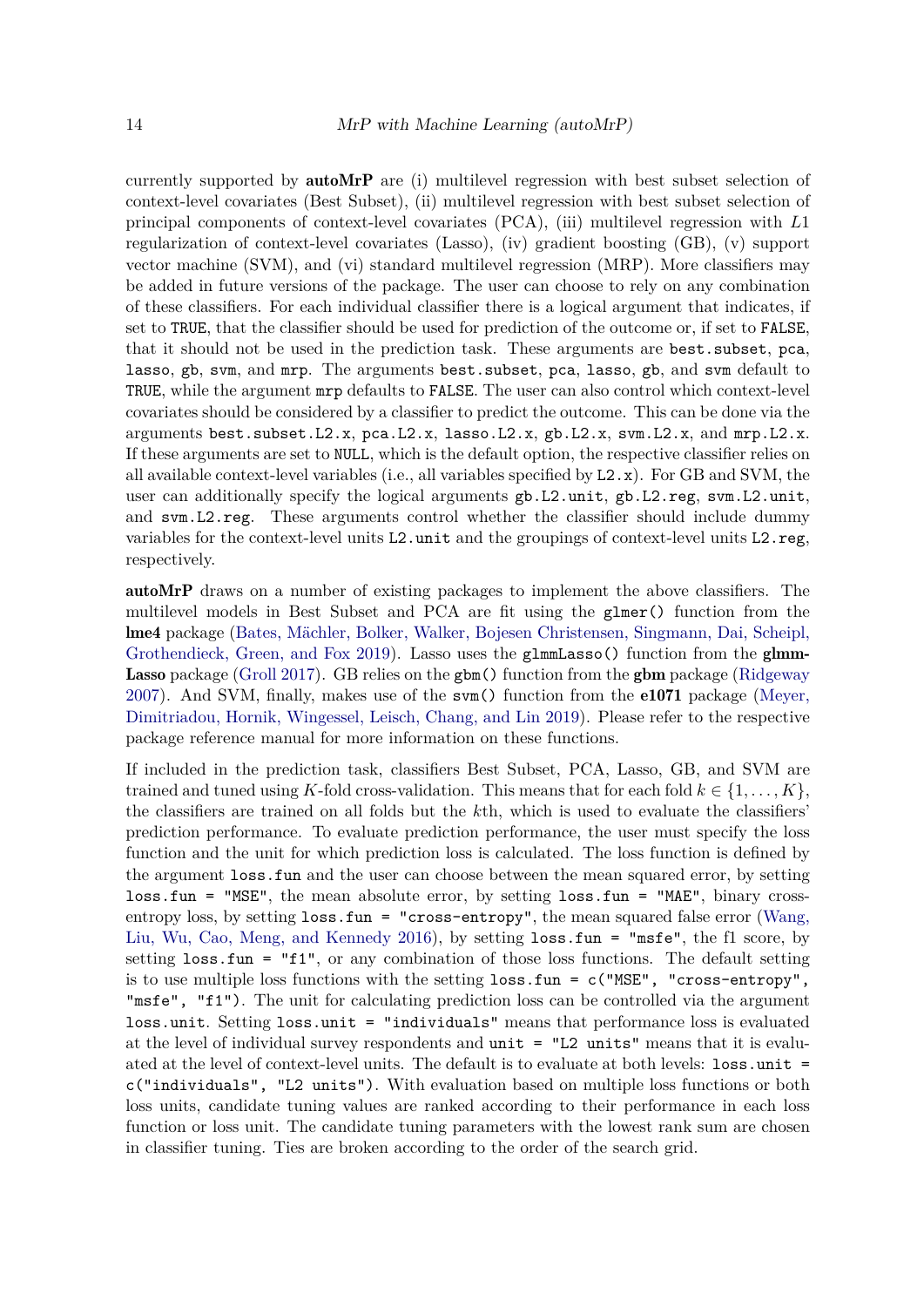currently supported by **autoMrP** are (i) multilevel regression with best subset selection of context-level covariates (Best Subset), (ii) multilevel regression with best subset selection of principal components of context-level covariates (PCA), (iii) multilevel regression with $L1$ regularization of context-level covariates (Lasso), (iv) gradient boosting (GB), (v) support vector machine (SVM), and (vi) standard multilevel regression (MRP). More classifiers may be added in future versions of the package. The user can choose to rely on any combination of these classifiers. For each individual classifier there is a logical argument that indicates, if set to `TRUE`, that the classifier should be used for prediction of the outcome or, if set to `FALSE`, that it should not be used in the prediction task. These arguments are `best.subset`, `pca`, `lasso`, `gb`, `svm`, and `mrp`. The arguments `best.subset`, `pca`, `lasso`, `gb`, and `svm` default to `TRUE`, while the argument `mrp` defaults to `FALSE`. The user can also control which context-level covariates should be considered by a classifier to predict the outcome. This can be done via the arguments `best.subset.L2.x`, `pca.L2.x`, `lasso.L2.x`, `gb.L2.x`, `svm.L2.x`, and `mrp.L2.x`. If these arguments are set to `NULL`, which is the default option, the respective classifier relies on all available context-level variables (i.e., all variables specified by `L2.x`). For GB and SVM, the user can additionally specify the logical arguments `gb.L2.unit`, `gb.L2.reg`, `svm.L2.unit`, and `svm.L2.reg`. These arguments control whether the classifier should include dummy variables for the context-level units `L2.unit` and the groupings of context-level units `L2.reg`, respectively.

**autoMrP** draws on a number of existing packages to implement the above classifiers. The multilevel models in Best Subset and PCA are fit using the `glmer()` function from the **lme4** package (Bates, Mächler, Bolker, Walker, Bojesen Christensen, Singmann, Dai, Scheipl, Grothendieck, Green, and Fox 2019). Lasso uses the `glmmLasso()` function from the **glmmLasso** package (Groll 2017). GB relies on the `gbm()` function from the **gbm** package (Ridgeway 2007). And SVM, finally, makes use of the `svm()` function from the **e1071** package (Meyer, Dimitriadou, Hornik, Wingessel, Leisch, Chang, and Lin 2019). Please refer to the respective package reference manual for more information on these functions.

If included in the prediction task, classifiers Best Subset, PCA, Lasso, GB, and SVM are trained and tuned using $K$-fold cross-validation. This means that for each fold $k \in \{1, \ldots, K\}$, the classifiers are trained on all folds but the $k$th, which is used to evaluate the classifiers' prediction performance. To evaluate prediction performance, the user must specify the loss function and the unit for which prediction loss is calculated. The loss function is defined by the argument `loss.fun` and the user can choose between the mean squared error, by setting `loss.fun = "MSE"`, the mean absolute error, by setting `loss.fun = "MAE"`, binary cross-entropy loss, by setting `loss.fun = "cross-entropy"`, the mean squared false error (Wang, Liu, Wu, Cao, Meng, and Kennedy 2016), by setting `loss.fun = "msfe"`, the f1 score, by setting `loss.fun = "f1"`, or any combination of those loss functions. The default setting is to use multiple loss functions with the setting `loss.fun = c("MSE", "cross-entropy", "msfe", "f1")`. The unit for calculating prediction loss can be controlled via the argument `loss.unit`. Setting `loss.unit = "individuals"` means that performance loss is evaluated at the level of individual survey respondents and `unit = "L2 units"` means that it is evaluated at the level of context-level units. The default is to evaluate at both levels: `loss.unit = c("individuals", "L2 units")`. With evaluation based on multiple loss functions or both loss units, candidate tuning values are ranked according to their performance in each loss function or loss unit. The candidate tuning parameters with the lowest rank sum are chosen in classifier tuning. Ties are broken according to the order of the search grid.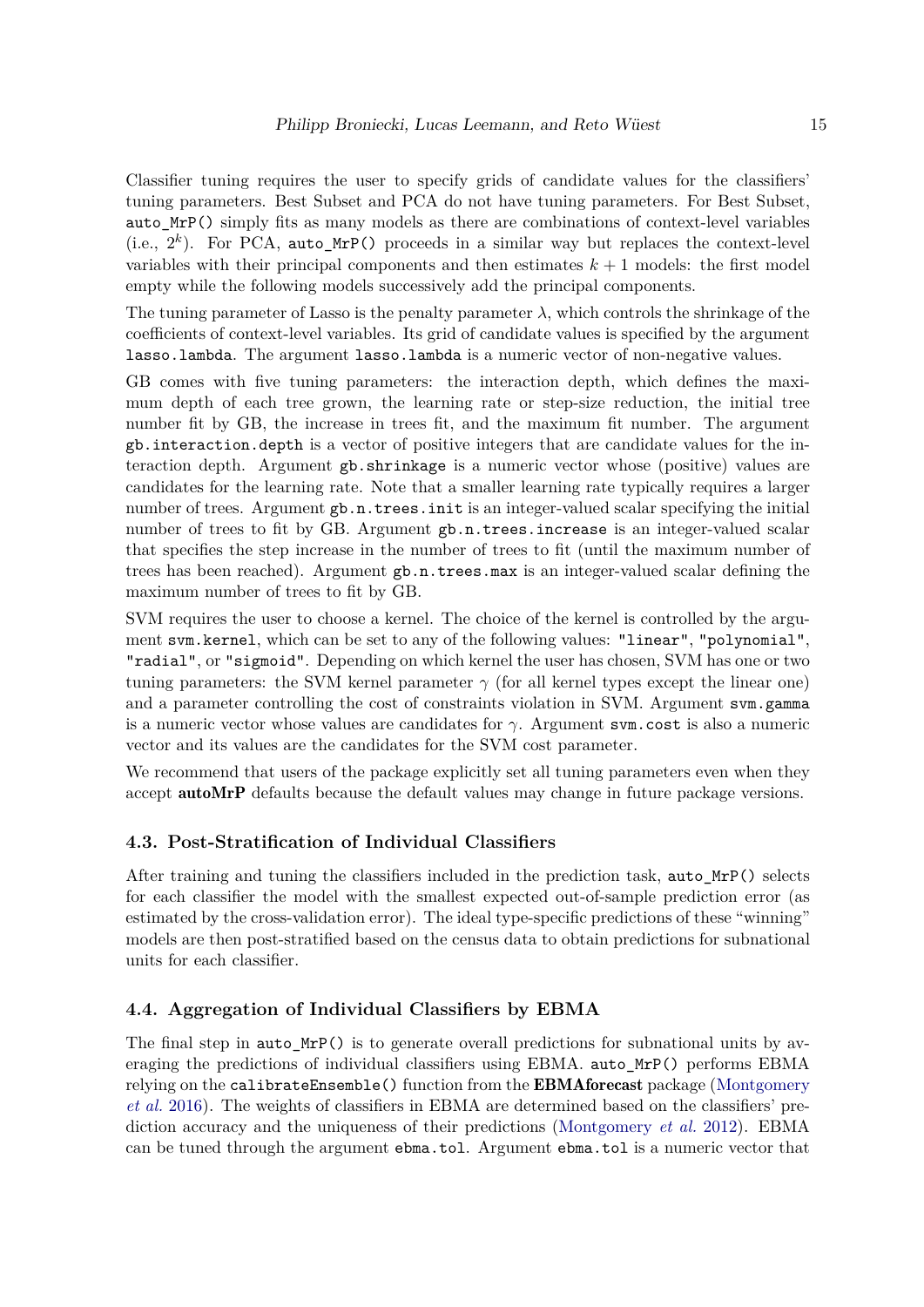Classifier tuning requires the user to specify grids of candidate values for the classifiers' tuning parameters. Best Subset and PCA do not have tuning parameters. For Best Subset, `auto_MrP()` simply fits as many models as there are combinations of context-level variables (i.e., $2^k$). For PCA, `auto_MrP()` proceeds in a similar way but replaces the context-level variables with their principal components and then estimates $k+1$ models: the first model empty while the following models successively add the principal components.

The tuning parameter of Lasso is the penalty parameter $\lambda$, which controls the shrinkage of the coefficients of context-level variables. Its grid of candidate values is specified by the argument `lasso.lambda`. The argument `lasso.lambda` is a numeric vector of non-negative values.

GB comes with five tuning parameters: the interaction depth, which defines the maximum depth of each tree grown, the learning rate or step-size reduction, the initial tree number fit by GB, the increase in trees fit, and the maximum fit number. The argument `gb.interaction.depth` is a vector of positive integers that are candidate values for the interaction depth. Argument `gb.shrinkage` is a numeric vector whose (positive) values are candidates for the learning rate. Note that a smaller learning rate typically requires a larger number of trees. Argument `gb.n.trees.init` is an integer-valued scalar specifying the initial number of trees to fit by GB. Argument `gb.n.trees.increase` is an integer-valued scalar that specifies the step increase in the number of trees to fit (until the maximum number of trees has been reached). Argument `gb.n.trees.max` is an integer-valued scalar defining the maximum number of trees to fit by GB.

SVM requires the user to choose a kernel. The choice of the kernel is controlled by the argument `svm.kernel`, which can be set to any of the following values: `"linear"`, `"polynomial"`, `"radial"`, or `"sigmoid"`. Depending on which kernel the user has chosen, SVM has one or two tuning parameters: the SVM kernel parameter $\gamma$ (for all kernel types except the linear one) and a parameter controlling the cost of constraints violation in SVM. Argument `svm.gamma` is a numeric vector whose values are candidates for $\gamma$. Argument `svm.cost` is also a numeric vector and its values are the candidates for the SVM cost parameter.

We recommend that users of the package explicitly set all tuning parameters even when they accept **autoMrP** defaults because the default values may change in future package versions.

### 4.3. Post-Stratification of Individual Classifiers

After training and tuning the classifiers included in the prediction task, `auto_MrP()` selects for each classifier the model with the smallest expected out-of-sample prediction error (as estimated by the cross-validation error). The ideal type-specific predictions of these "winning" models are then post-stratified based on the census data to obtain predictions for subnational units for each classifier.

### 4.4. Aggregation of Individual Classifiers by EBMA

The final step in `auto_MrP()` is to generate overall predictions for subnational units by averaging the predictions of individual classifiers using EBMA. `auto_MrP()` performs EBMA relying on the `calibrateEnsemble()` function from the **EBMAforecast** package (Montgomery *et al.* 2016). The weights of classifiers in EBMA are determined based on the classifiers' prediction accuracy and the uniqueness of their predictions (Montgomery *et al.* 2012). EBMA can be tuned through the argument `ebma.tol`. Argument `ebma.tol` is a numeric vector that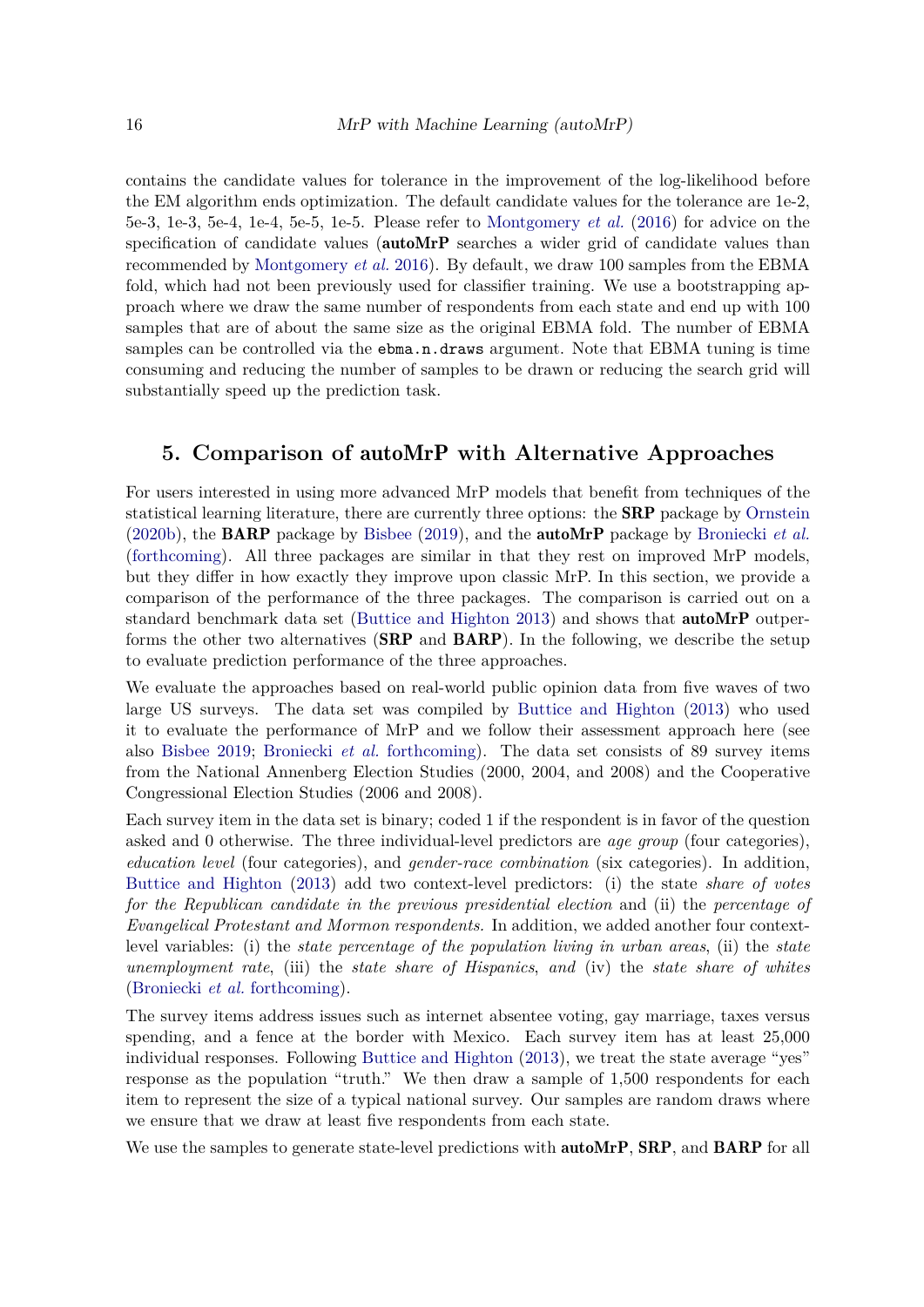contains the candidate values for tolerance in the improvement of the log-likelihood before the EM algorithm ends optimization. The default candidate values for the tolerance are 1e-2, 5e-3, 1e-3, 5e-4, 1e-4, 5e-5, 1e-5. Please refer to Montgomery *et al.* (2016) for advice on the specification of candidate values (**autoMrP** searches a wider grid of candidate values than recommended by Montgomery *et al.* 2016). By default, we draw 100 samples from the EBMA fold, which had not been previously used for classifier training. We use a bootstrapping approach where we draw the same number of respondents from each state and end up with 100 samples that are of about the same size as the original EBMA fold. The number of EBMA samples can be controlled via the `ebma.n.draws` argument. Note that EBMA tuning is time consuming and reducing the number of samples to be drawn or reducing the search grid will substantially speed up the prediction task.

## 5. Comparison of autoMrP with Alternative Approaches

For users interested in using more advanced MrP models that benefit from techniques of the statistical learning literature, there are currently three options: the **SRP** package by Ornstein (2020b), the **BARP** package by Bisbee (2019), and the **autoMrP** package by Broniecki *et al.* (forthcoming). All three packages are similar in that they rest on improved MrP models, but they differ in how exactly they improve upon classic MrP. In this section, we provide a comparison of the performance of the three packages. The comparison is carried out on a standard benchmark data set (Buttice and Highton 2013) and shows that **autoMrP** outperforms the other two alternatives (**SRP** and **BARP**). In the following, we describe the setup to evaluate prediction performance of the three approaches.

We evaluate the approaches based on real-world public opinion data from five waves of two large US surveys. The data set was compiled by Buttice and Highton (2013) who used it to evaluate the performance of MrP and we follow their assessment approach here (see also Bisbee 2019; Broniecki *et al.* forthcoming). The data set consists of 89 survey items from the National Annenberg Election Studies (2000, 2004, and 2008) and the Cooperative Congressional Election Studies (2006 and 2008).

Each survey item in the data set is binary; coded 1 if the respondent is in favor of the question asked and 0 otherwise. The three individual-level predictors are *age group* (four categories), *education level* (four categories), and *gender-race combination* (six categories). In addition, Buttice and Highton (2013) add two context-level predictors: (i) the state *share of votes for the Republican candidate in the previous presidential election* and (ii) the *percentage of Evangelical Protestant and Mormon respondents.* In addition, we added another four context-level variables: (i) the *state percentage of the population living in urban areas*, (ii) the *state unemployment rate*, (iii) the *state share of Hispanics*, *and* (iv) the *state share of whites* (Broniecki *et al.* forthcoming).

The survey items address issues such as internet absentee voting, gay marriage, taxes versus spending, and a fence at the border with Mexico. Each survey item has at least 25,000 individual responses. Following Buttice and Highton (2013), we treat the state average "yes" response as the population "truth." We then draw a sample of 1,500 respondents for each item to represent the size of a typical national survey. Our samples are random draws where we ensure that we draw at least five respondents from each state.

We use the samples to generate state-level predictions with **autoMrP**, **SRP**, and **BARP** for all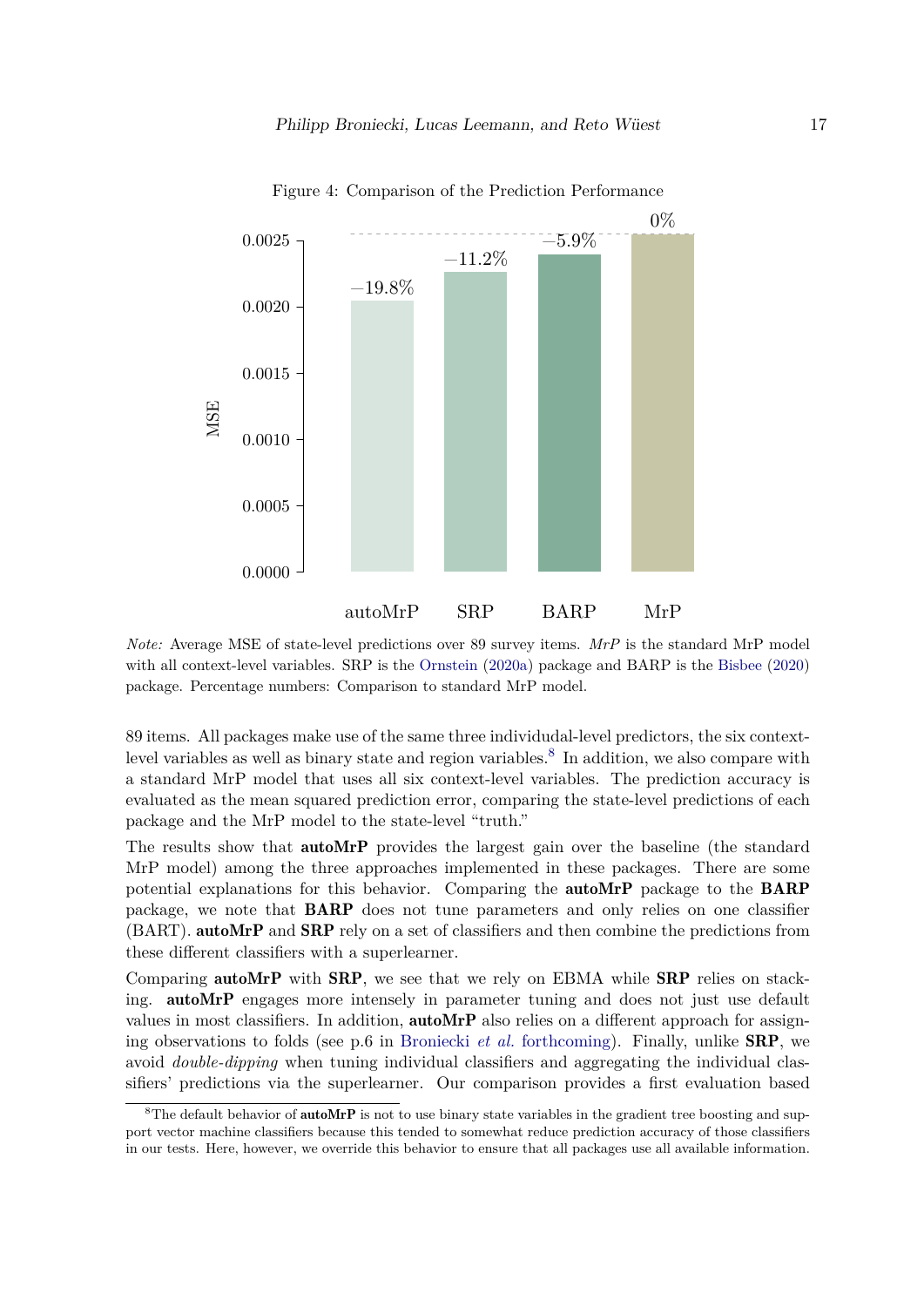Figure 4: Comparison of the Prediction Performance

*Note:* Average MSE of state-level predictions over 89 survey items. *MrP* is the standard MrP model with all context-level variables. SRP is the Ornstein (2020a) package and BARP is the Bisbee (2020) package. Percentage numbers: Comparison to standard MrP model.

89 items. All packages make use of the same three individudal-level predictors, the six context-level variables as well as binary state and region variables.[8] In addition, we also compare with a standard MrP model that uses all six context-level variables. The prediction accuracy is evaluated as the mean squared prediction error, comparing the state-level predictions of each package and the MrP model to the state-level "truth."

The results show that **autoMrP** provides the largest gain over the baseline (the standard MrP model) among the three approaches implemented in these packages. There are some potential explanations for this behavior. Comparing the **autoMrP** package to the **BARP** package, we note that **BARP** does not tune parameters and only relies on one classifier (BART). **autoMrP** and **SRP** rely on a set of classifiers and then combine the predictions from these different classifiers with a superlearner.

Comparing **autoMrP** with **SRP**, we see that we rely on EBMA while **SRP** relies on stacking. **autoMrP** engages more intensely in parameter tuning and does not just use default values in most classifiers. In addition, **autoMrP** also relies on a different approach for assigning observations to folds (see p.6 in Broniecki *et al.* forthcoming). Finally, unlike **SRP**, we avoid *double-dipping* when tuning individual classifiers and aggregating the individual classifiers' predictions via the superlearner. Our comparison provides a first evaluation based

[8] The default behavior of **autoMrP** is not to use binary state variables in the gradient tree boosting and support vector machine classifiers because this tended to somewhat reduce prediction accuracy of those classifiers in our tests. Here, however, we override this behavior to ensure that all packages use all available information.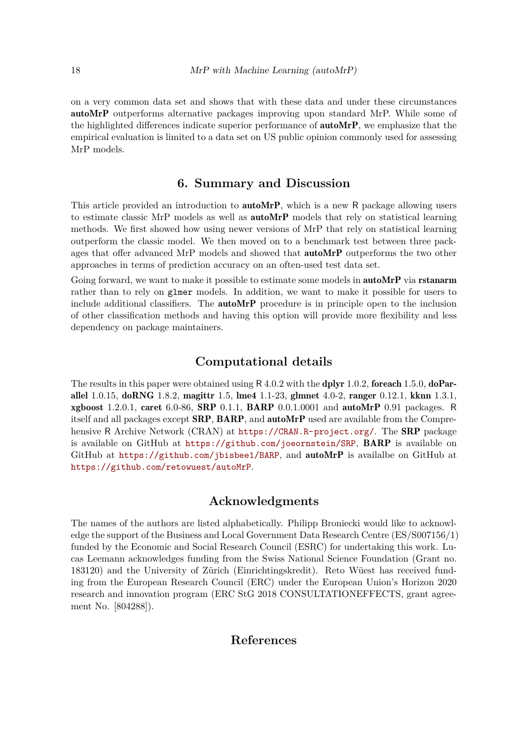on a very common data set and shows that with these data and under these circumstances **autoMrP** outperforms alternative packages improving upon standard MrP. While some of the highlighted differences indicate superior performance of **autoMrP**, we emphasize that the empirical evaluation is limited to a data set on US public opinion commonly used for assessing MrP models.

## 6. Summary and Discussion

This article provided an introduction to **autoMrP**, which is a new R package allowing users to estimate classic MrP models as well as **autoMrP** models that rely on statistical learning methods. We first showed how using newer versions of MrP that rely on statistical learning outperform the classic model. We then moved on to a benchmark test between three packages that offer advanced MrP models and showed that **autoMrP** outperforms the two other approaches in terms of prediction accuracy on an often-used test data set.

Going forward, we want to make it possible to estimate some models in **autoMrP** via **rstanarm** rather than to rely on `glmer` models. In addition, we want to make it possible for users to include additional classifiers. The **autoMrP** procedure is in principle open to the inclusion of other classification methods and having this option will provide more flexibility and less dependency on package maintainers.

## Computational details

The results in this paper were obtained using R 4.0.2 with the **dplyr** 1.0.2, **foreach** 1.5.0, **doParallel** 1.0.15, **doRNG** 1.8.2, **magittr** 1.5, **lme4** 1.1-23, **glmnet** 4.0-2, **ranger** 0.12.1, **kknn** 1.3.1, **xgboost** 1.2.0.1, **caret** 6.0-86, **SRP** 0.1.1, **BARP** 0.0.1.0001 and **autoMrP** 0.91 packages. R itself and all packages except **SRP**, **BARP**, and **autoMrP** used are available from the Comprehensive R Archive Network (CRAN) at https://CRAN.R-project.org/. The **SRP** package is available on GitHub at https://github.com/joeornstein/SRP, **BARP** is available on GitHub at https://github.com/jbisbee1/BARP, and **autoMrP** is availalbe on GitHub at https://github.com/retowuest/autoMrP.

## Acknowledgments

The names of the authors are listed alphabetically. Philipp Broniecki would like to acknowledge the support of the Business and Local Government Data Research Centre (ES/S007156/1) funded by the Economic and Social Research Council (ESRC) for undertaking this work. Lucas Leemann acknowledges funding from the Swiss National Science Foundation (Grant no. 183120) and the University of Zürich (Einrichtingskredit). Reto Wüest has received funding from the European Research Council (ERC) under the European Union's Horizon 2020 research and innovation program (ERC StG 2018 CONSULTATIONEFFECTS, grant agreement No. [804288]).

## References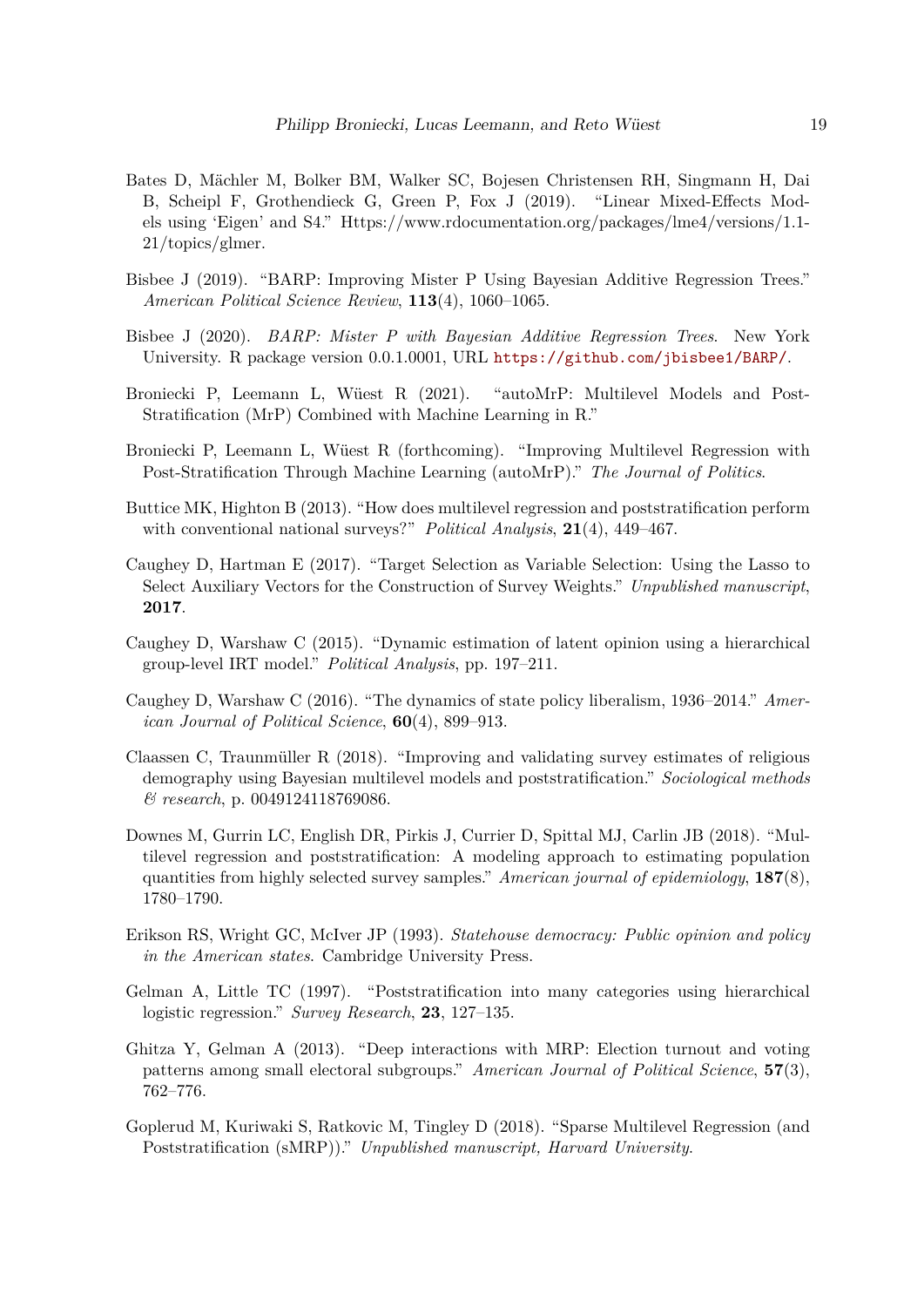Bates D, Mächler M, Bolker BM, Walker SC, Bojesen Christensen RH, Singmann H, Dai B, Scheipl F, Grothendieck G, Green P, Fox J (2019). "Linear Mixed-Effects Models using 'Eigen' and S4." Https://www.rdocumentation.org/packages/lme4/versions/1.1-21/topics/glmer.

Bisbee J (2019). "BARP: Improving Mister P Using Bayesian Additive Regression Trees." *American Political Science Review*, **113**(4), 1060–1065.

Bisbee J (2020). *BARP: Mister P with Bayesian Additive Regression Trees*. New York University. R package version 0.0.1.0001, URL https://github.com/jbisbee1/BARP/.

Broniecki P, Leemann L, Wüest R (2021). "autoMrP: Multilevel Models and Post-Stratification (MrP) Combined with Machine Learning in R."

Broniecki P, Leemann L, Wüest R (forthcoming). "Improving Multilevel Regression with Post-Stratification Through Machine Learning (autoMrP)." *The Journal of Politics*.

Buttice MK, Highton B (2013). "How does multilevel regression and poststratification perform with conventional national surveys?" *Political Analysis*, **21**(4), 449–467.

Caughey D, Hartman E (2017). "Target Selection as Variable Selection: Using the Lasso to Select Auxiliary Vectors for the Construction of Survey Weights." *Unpublished manuscript*, **2017**.

Caughey D, Warshaw C (2015). "Dynamic estimation of latent opinion using a hierarchical group-level IRT model." *Political Analysis*, pp. 197–211.

Caughey D, Warshaw C (2016). "The dynamics of state policy liberalism, 1936–2014." *American Journal of Political Science*, **60**(4), 899–913.

Claassen C, Traunmüller R (2018). "Improving and validating survey estimates of religious demography using Bayesian multilevel models and poststratification." *Sociological methods & research*, p. 0049124118769086.

Downes M, Gurrin LC, English DR, Pirkis J, Currier D, Spittal MJ, Carlin JB (2018). "Multilevel regression and poststratification: A modeling approach to estimating population quantities from highly selected survey samples." *American journal of epidemiology*, **187**(8), 1780–1790.

Erikson RS, Wright GC, McIver JP (1993). *Statehouse democracy: Public opinion and policy in the American states*. Cambridge University Press.

Gelman A, Little TC (1997). "Poststratification into many categories using hierarchical logistic regression." *Survey Research*, **23**, 127–135.

Ghitza Y, Gelman A (2013). "Deep interactions with MRP: Election turnout and voting patterns among small electoral subgroups." *American Journal of Political Science*, **57**(3), 762–776.

Goplerud M, Kuriwaki S, Ratkovic M, Tingley D (2018). "Sparse Multilevel Regression (and Poststratification (sMRP))." *Unpublished manuscript, Harvard University*.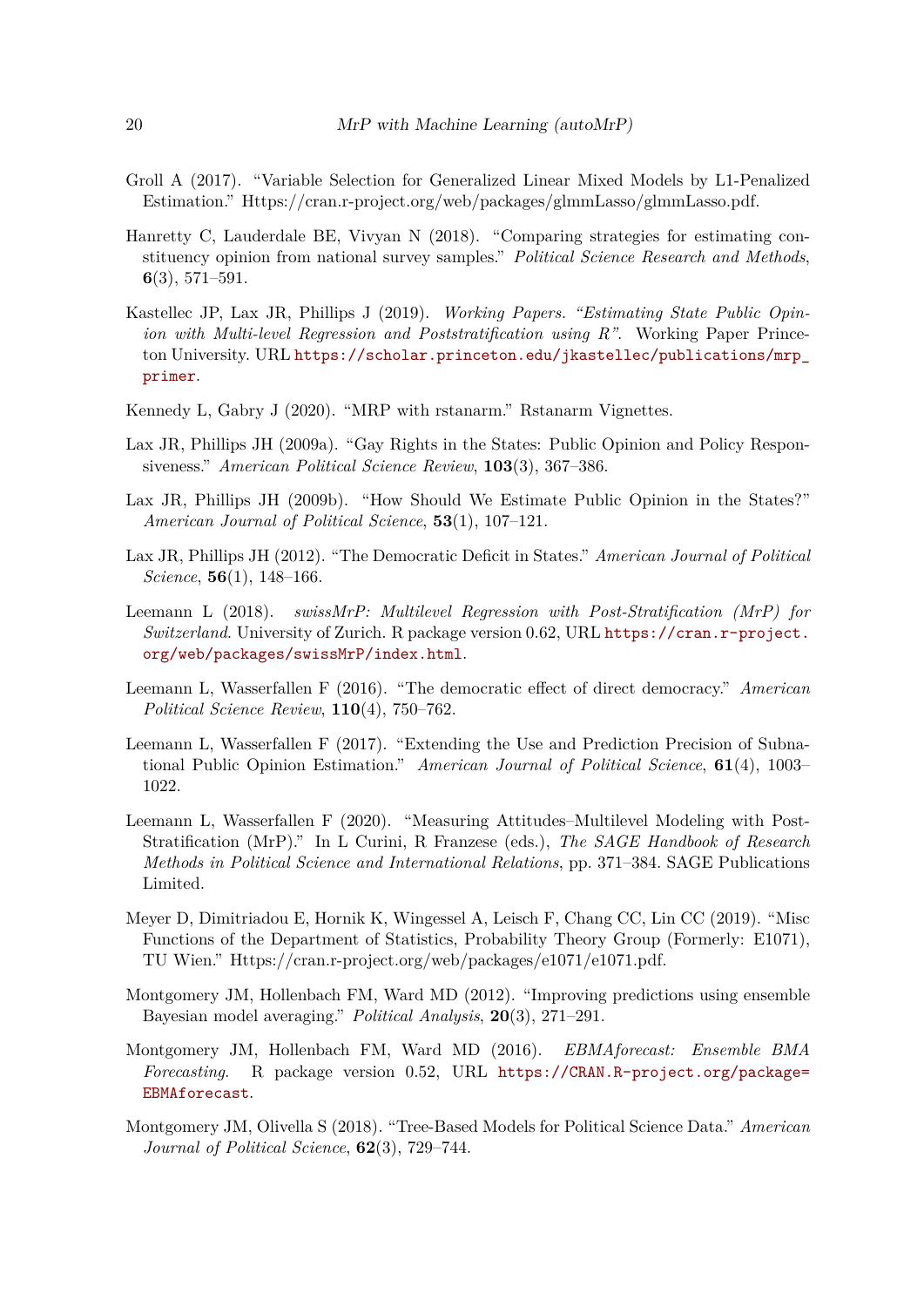Groll A (2017). "Variable Selection for Generalized Linear Mixed Models by L1-Penalized Estimation." Https://cran.r-project.org/web/packages/glmmLasso/glmmLasso.pdf.

Hanretty C, Lauderdale BE, Vivyan N (2018). "Comparing strategies for estimating constituency opinion from national survey samples." *Political Science Research and Methods*, **6**(3), 571–591.

Kastellec JP, Lax JR, Phillips J (2019). *Working Papers. "Estimating State Public Opinion with Multi-level Regression and Poststratification using R"*. Working Paper Princeton University. URL https://scholar.princeton.edu/jkastellec/publications/mrp_primer.

Kennedy L, Gabry J (2020). "MRP with rstanarm." Rstanarm Vignettes.

Lax JR, Phillips JH (2009a). "Gay Rights in the States: Public Opinion and Policy Responsiveness." *American Political Science Review*, **103**(3), 367–386.

Lax JR, Phillips JH (2009b). "How Should We Estimate Public Opinion in the States?" *American Journal of Political Science*, **53**(1), 107–121.

Lax JR, Phillips JH (2012). "The Democratic Deficit in States." *American Journal of Political Science*, **56**(1), 148–166.

Leemann L (2018). *swissMrP: Multilevel Regression with Post-Stratification (MrP) for Switzerland*. University of Zurich. R package version 0.62, URL https://cran.r-project.org/web/packages/swissMrP/index.html.

Leemann L, Wasserfallen F (2016). "The democratic effect of direct democracy." *American Political Science Review*, **110**(4), 750–762.

Leemann L, Wasserfallen F (2017). "Extending the Use and Prediction Precision of Subnational Public Opinion Estimation." *American Journal of Political Science*, **61**(4), 1003–1022.

Leemann L, Wasserfallen F (2020). "Measuring Attitudes–Multilevel Modeling with Post-Stratification (MrP)." In L Curini, R Franzese (eds.), *The SAGE Handbook of Research Methods in Political Science and International Relations*, pp. 371–384. SAGE Publications Limited.

Meyer D, Dimitriadou E, Hornik K, Wingessel A, Leisch F, Chang CC, Lin CC (2019). "Misc Functions of the Department of Statistics, Probability Theory Group (Formerly: E1071), TU Wien." Https://cran.r-project.org/web/packages/e1071/e1071.pdf.

Montgomery JM, Hollenbach FM, Ward MD (2012). "Improving predictions using ensemble Bayesian model averaging." *Political Analysis*, **20**(3), 271–291.

Montgomery JM, Hollenbach FM, Ward MD (2016). *EBMAforecast: Ensemble BMA Forecasting*. R package version 0.52, URL https://CRAN.R-project.org/package=EBMAforecast.

Montgomery JM, Olivella S (2018). "Tree-Based Models for Political Science Data." *American Journal of Political Science*, **62**(3), 729–744.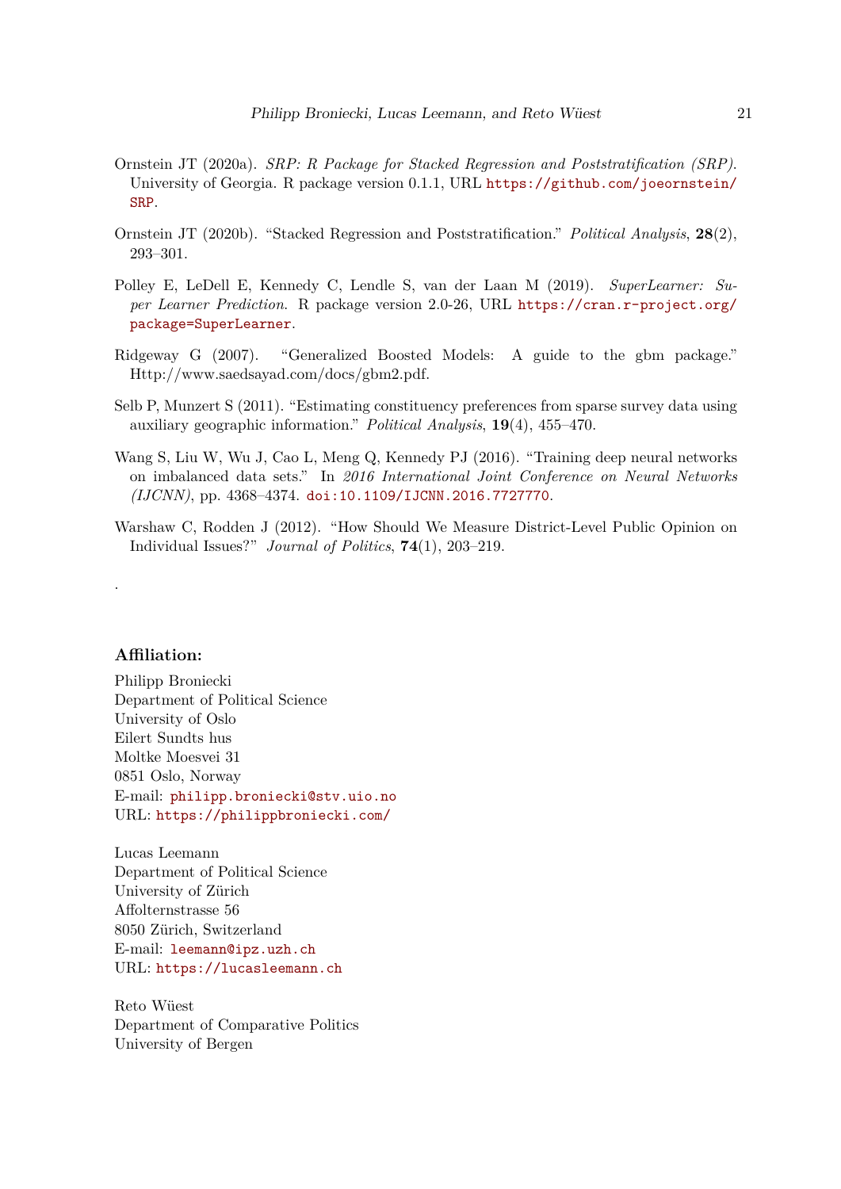Ornstein JT (2020a). *SRP: R Package for Stacked Regression and Poststratification (SRP)*. University of Georgia. R package version 0.1.1, URL https://github.com/joeornstein/SRP.

Ornstein JT (2020b). "Stacked Regression and Poststratification." *Political Analysis*, **28**(2), 293–301.

Polley E, LeDell E, Kennedy C, Lendle S, van der Laan M (2019). *SuperLearner: Super Learner Prediction*. R package version 2.0-26, URL https://cran.r-project.org/package=SuperLearner.

Ridgeway G (2007). "Generalized Boosted Models: A guide to the gbm package." Http://www.saedsayad.com/docs/gbm2.pdf.

Selb P, Munzert S (2011). "Estimating constituency preferences from sparse survey data using auxiliary geographic information." *Political Analysis*, **19**(4), 455–470.

Wang S, Liu W, Wu J, Cao L, Meng Q, Kennedy PJ (2016). "Training deep neural networks on imbalanced data sets." In *2016 International Joint Conference on Neural Networks (IJCNN)*, pp. 4368–4374. doi:10.1109/IJCNN.2016.7727770.

Warshaw C, Rodden J (2012). "How Should We Measure District-Level Public Opinion on Individual Issues?" *Journal of Politics*, **74**(1), 203–219.

.

**Affiliation:**

Philipp Broniecki  
Department of Political Science  
University of Oslo  
Eilert Sundts hus  
Moltke Moesvei 31  
0851 Oslo, Norway  
E-mail: philipp.broniecki@stv.uio.no  
URL: https://philippbroniecki.com/

Lucas Leemann  
Department of Political Science  
University of Zürich  
Affolternstrasse 56  
8050 Zürich, Switzerland  
E-mail: leemann@ipz.uzh.ch  
URL: https://lucasleemann.ch

Reto Wüest  
Department of Comparative Politics  
University of Bergen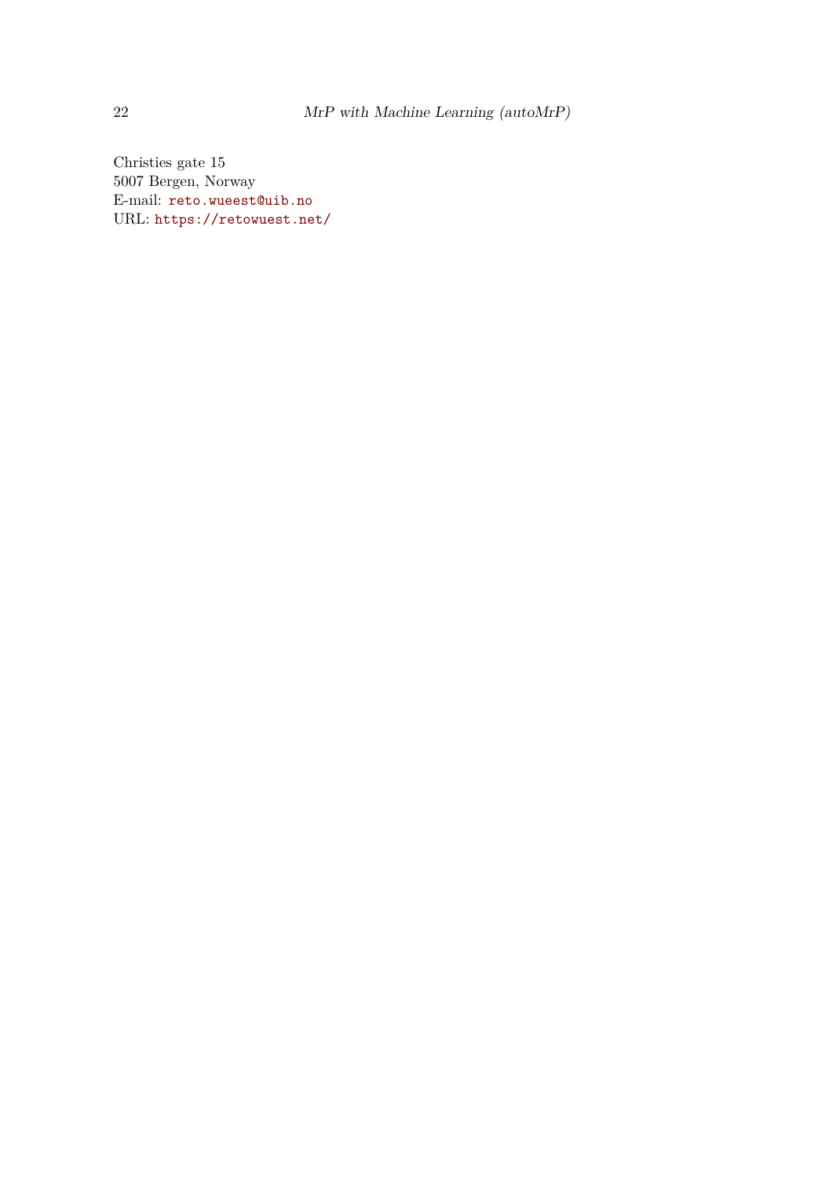Christies gate 15
5007 Bergen, Norway
E-mail: reto.wueest@uib.no
URL: https://retowuest.net/